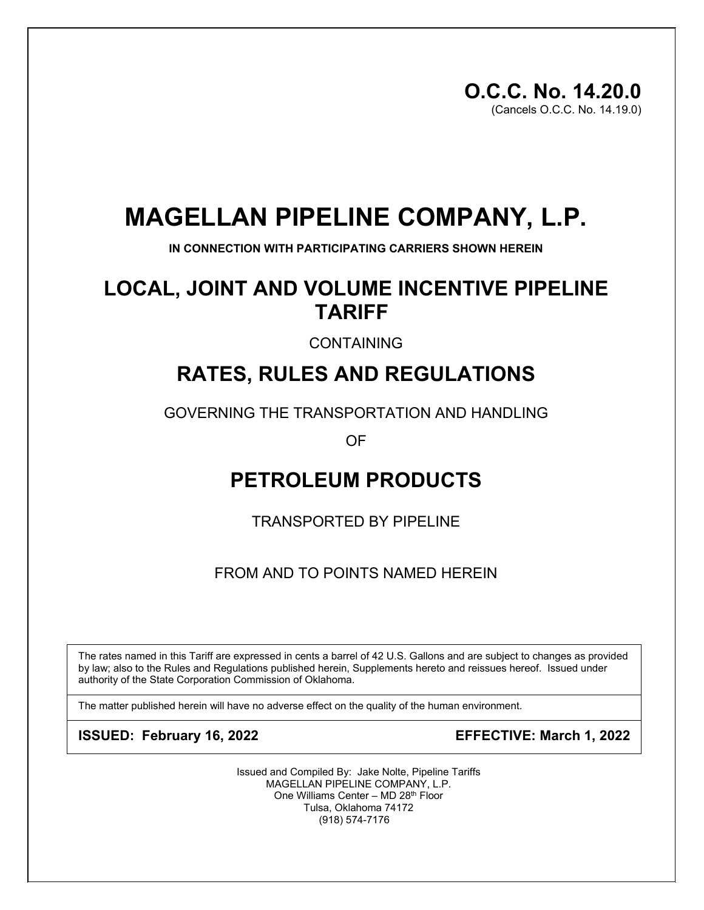**O.C.C. No. 14.20.0**
(Cancels O.C.C. No. 14.19.0)

# MAGELLAN PIPELINE COMPANY, L.P.

**IN CONNECTION WITH PARTICIPATING CARRIERS SHOWN HEREIN**

## LOCAL, JOINT AND VOLUME INCENTIVE PIPELINE TARIFF

CONTAINING

## RATES, RULES AND REGULATIONS

GOVERNING THE TRANSPORTATION AND HANDLING

OF

## PETROLEUM PRODUCTS

TRANSPORTED BY PIPELINE

FROM AND TO POINTS NAMED HEREIN

The rates named in this Tariff are expressed in cents a barrel of 42 U.S. Gallons and are subject to changes as provided by law; also to the Rules and Regulations published herein, Supplements hereto and reissues hereof. Issued under authority of the State Corporation Commission of Oklahoma.

The matter published herein will have no adverse effect on the quality of the human environment.

**ISSUED: February 16, 2022** **EFFECTIVE: March 1, 2022**

Issued and Compiled By: Jake Nolte, Pipeline Tariffs
MAGELLAN PIPELINE COMPANY, L.P.
One Williams Center – MD 28th Floor
Tulsa, Oklahoma 74172
(918) 574-7176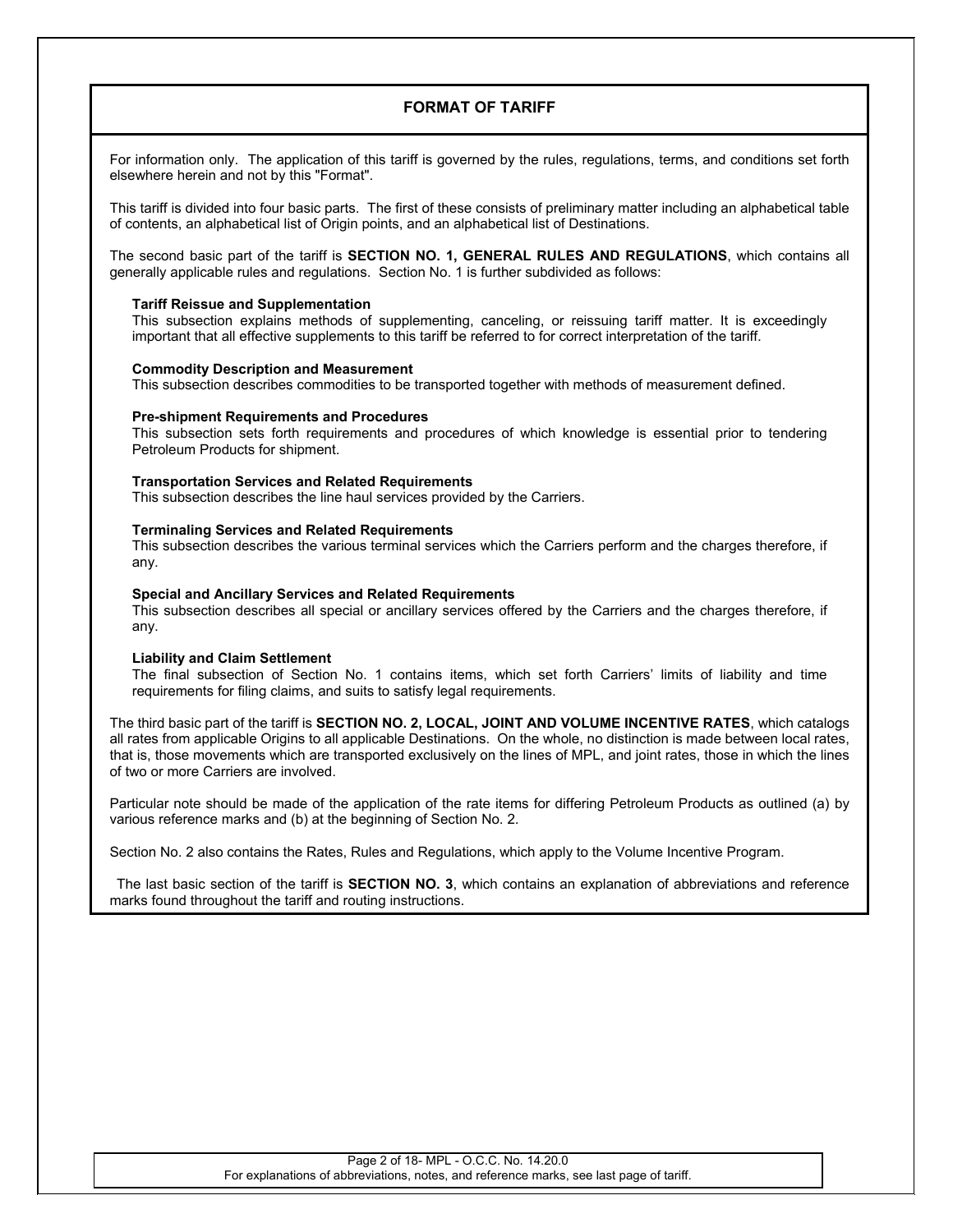## FORMAT OF TARIFF

For information only. The application of this tariff is governed by the rules, regulations, terms, and conditions set forth elsewhere herein and not by this "Format".

This tariff is divided into four basic parts. The first of these consists of preliminary matter including an alphabetical table of contents, an alphabetical list of Origin points, and an alphabetical list of Destinations.

The second basic part of the tariff is **SECTION NO. 1, GENERAL RULES AND REGULATIONS**, which contains all generally applicable rules and regulations. Section No. 1 is further subdivided as follows:

**Tariff Reissue and Supplementation**
This subsection explains methods of supplementing, canceling, or reissuing tariff matter. It is exceedingly important that all effective supplements to this tariff be referred to for correct interpretation of the tariff.

**Commodity Description and Measurement**
This subsection describes commodities to be transported together with methods of measurement defined.

**Pre-shipment Requirements and Procedures**
This subsection sets forth requirements and procedures of which knowledge is essential prior to tendering Petroleum Products for shipment.

**Transportation Services and Related Requirements**
This subsection describes the line haul services provided by the Carriers.

**Terminaling Services and Related Requirements**
This subsection describes the various terminal services which the Carriers perform and the charges therefore, if any.

**Special and Ancillary Services and Related Requirements**
This subsection describes all special or ancillary services offered by the Carriers and the charges therefore, if any.

**Liability and Claim Settlement**
The final subsection of Section No. 1 contains items, which set forth Carriers' limits of liability and time requirements for filing claims, and suits to satisfy legal requirements.

The third basic part of the tariff is **SECTION NO. 2, LOCAL, JOINT AND VOLUME INCENTIVE RATES**, which catalogs all rates from applicable Origins to all applicable Destinations. On the whole, no distinction is made between local rates, that is, those movements which are transported exclusively on the lines of MPL, and joint rates, those in which the lines of two or more Carriers are involved.

Particular note should be made of the application of the rate items for differing Petroleum Products as outlined (a) by various reference marks and (b) at the beginning of Section No. 2.

Section No. 2 also contains the Rates, Rules and Regulations, which apply to the Volume Incentive Program.

The last basic section of the tariff is **SECTION NO. 3**, which contains an explanation of abbreviations and reference marks found throughout the tariff and routing instructions.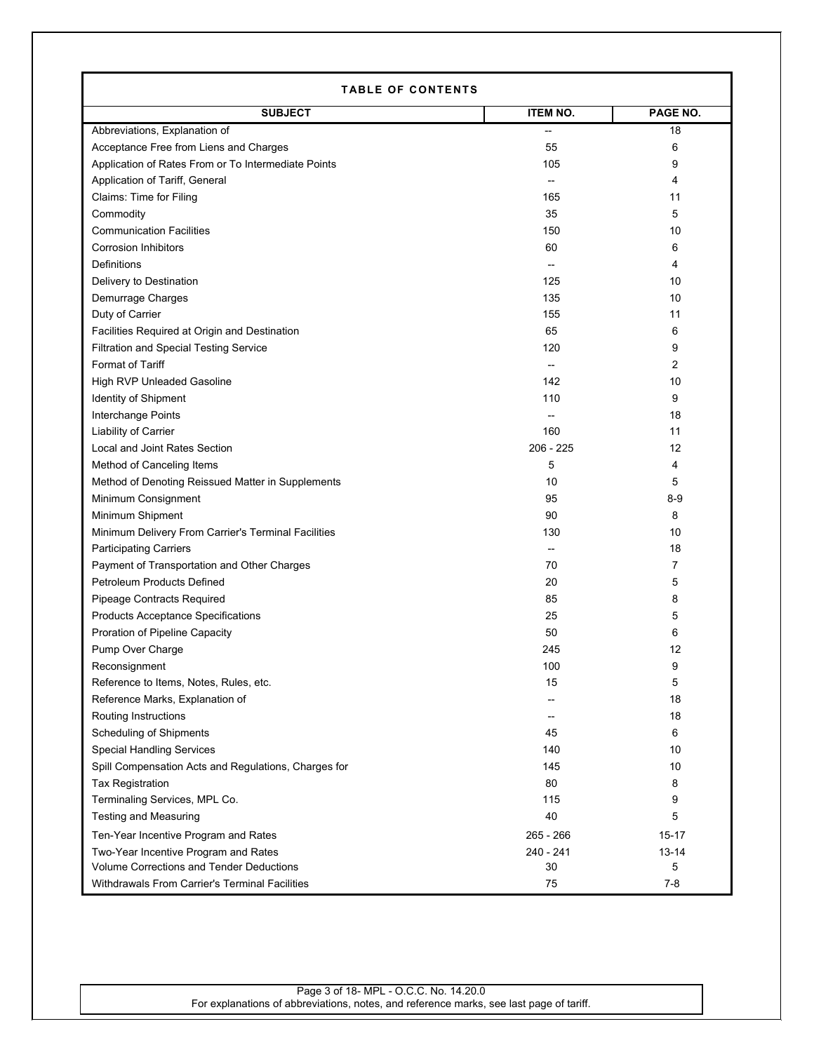## TABLE OF CONTENTS

| SUBJECT | ITEM NO. | PAGE NO. |
|---|---|---|
| Abbreviations, Explanation of | -- | 18 |
| Acceptance Free from Liens and Charges | 55 | 6 |
| Application of Rates From or To Intermediate Points | 105 | 9 |
| Application of Tariff, General | -- | 4 |
| Claims: Time for Filing | 165 | 11 |
| Commodity | 35 | 5 |
| Communication Facilities | 150 | 10 |
| Corrosion Inhibitors | 60 | 6 |
| Definitions | -- | 4 |
| Delivery to Destination | 125 | 10 |
| Demurrage Charges | 135 | 10 |
| Duty of Carrier | 155 | 11 |
| Facilities Required at Origin and Destination | 65 | 6 |
| Filtration and Special Testing Service | 120 | 9 |
| Format of Tariff | -- | 2 |
| High RVP Unleaded Gasoline | 142 | 10 |
| Identity of Shipment | 110 | 9 |
| Interchange Points | -- | 18 |
| Liability of Carrier | 160 | 11 |
| Local and Joint Rates Section | 206 - 225 | 12 |
| Method of Canceling Items | 5 | 4 |
| Method of Denoting Reissued Matter in Supplements | 10 | 5 |
| Minimum Consignment | 95 | 8-9 |
| Minimum Shipment | 90 | 8 |
| Minimum Delivery From Carrier's Terminal Facilities | 130 | 10 |
| Participating Carriers | -- | 18 |
| Payment of Transportation and Other Charges | 70 | 7 |
| Petroleum Products Defined | 20 | 5 |
| Pipeage Contracts Required | 85 | 8 |
| Products Acceptance Specifications | 25 | 5 |
| Proration of Pipeline Capacity | 50 | 6 |
| Pump Over Charge | 245 | 12 |
| Reconsignment | 100 | 9 |
| Reference to Items, Notes, Rules, etc. | 15 | 5 |
| Reference Marks, Explanation of | -- | 18 |
| Routing Instructions | -- | 18 |
| Scheduling of Shipments | 45 | 6 |
| Special Handling Services | 140 | 10 |
| Spill Compensation Acts and Regulations, Charges for | 145 | 10 |
| Tax Registration | 80 | 8 |
| Terminaling Services, MPL Co. | 115 | 9 |
| Testing and Measuring | 40 | 5 |
| Ten-Year Incentive Program and Rates | 265 - 266 | 15-17 |
| Two-Year Incentive Program and Rates | 240 - 241 | 13-14 |
| Volume Corrections and Tender Deductions | 30 | 5 |
| Withdrawals From Carrier's Terminal Facilities | 75 | 7-8 |

For explanations of abbreviations, notes, and reference marks, see last page of tariff.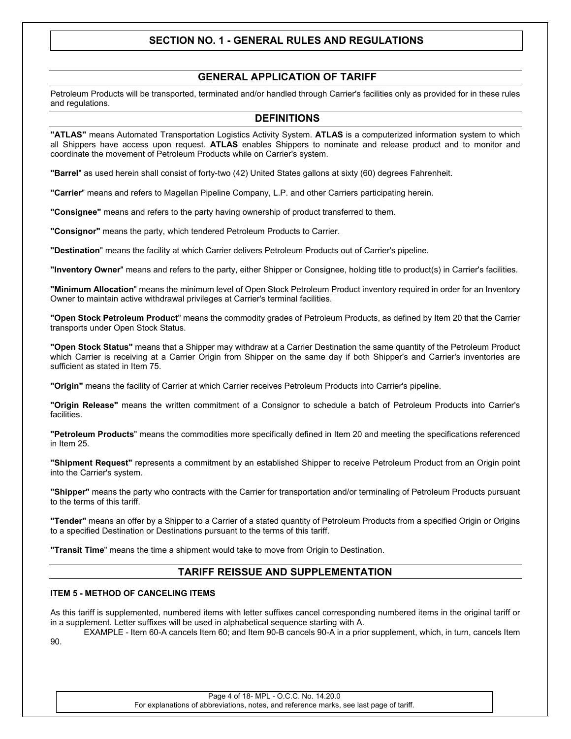# SECTION NO. 1 - GENERAL RULES AND REGULATIONS

## GENERAL APPLICATION OF TARIFF

Petroleum Products will be transported, terminated and/or handled through Carrier's facilities only as provided for in these rules and regulations.

## DEFINITIONS

**"ATLAS"** means Automated Transportation Logistics Activity System. **ATLAS** is a computerized information system to which all Shippers have access upon request. **ATLAS** enables Shippers to nominate and release product and to monitor and coordinate the movement of Petroleum Products while on Carrier's system.

**"Barrel**" as used herein shall consist of forty-two (42) United States gallons at sixty (60) degrees Fahrenheit.

**"Carrier**" means and refers to Magellan Pipeline Company, L.P. and other Carriers participating herein.

**"Consignee"** means and refers to the party having ownership of product transferred to them.

**"Consignor"** means the party, which tendered Petroleum Products to Carrier.

**"Destination**" means the facility at which Carrier delivers Petroleum Products out of Carrier's pipeline.

**"Inventory Owner**" means and refers to the party, either Shipper or Consignee, holding title to product(s) in Carrier's facilities.

**"Minimum Allocation**" means the minimum level of Open Stock Petroleum Product inventory required in order for an Inventory Owner to maintain active withdrawal privileges at Carrier's terminal facilities.

**"Open Stock Petroleum Product**" means the commodity grades of Petroleum Products, as defined by Item 20 that the Carrier transports under Open Stock Status.

**"Open Stock Status"** means that a Shipper may withdraw at a Carrier Destination the same quantity of the Petroleum Product which Carrier is receiving at a Carrier Origin from Shipper on the same day if both Shipper's and Carrier's inventories are sufficient as stated in Item 75.

**"Origin"** means the facility of Carrier at which Carrier receives Petroleum Products into Carrier's pipeline.

**"Origin Release"** means the written commitment of a Consignor to schedule a batch of Petroleum Products into Carrier's facilities.

**"Petroleum Products**" means the commodities more specifically defined in Item 20 and meeting the specifications referenced in Item 25.

**"Shipment Request"** represents a commitment by an established Shipper to receive Petroleum Product from an Origin point into the Carrier's system.

**"Shipper"** means the party who contracts with the Carrier for transportation and/or terminaling of Petroleum Products pursuant to the terms of this tariff.

**"Tender"** means an offer by a Shipper to a Carrier of a stated quantity of Petroleum Products from a specified Origin or Origins to a specified Destination or Destinations pursuant to the terms of this tariff.

**"Transit Time**" means the time a shipment would take to move from Origin to Destination.

## TARIFF REISSUE AND SUPPLEMENTATION

### ITEM 5 - METHOD OF CANCELING ITEMS

As this tariff is supplemented, numbered items with letter suffixes cancel corresponding numbered items in the original tariff or in a supplement. Letter suffixes will be used in alphabetical sequence starting with A.

EXAMPLE - Item 60-A cancels Item 60; and Item 90-B cancels 90-A in a prior supplement, which, in turn, cancels Item 90.

For explanations of abbreviations, notes, and reference marks, see last page of tariff.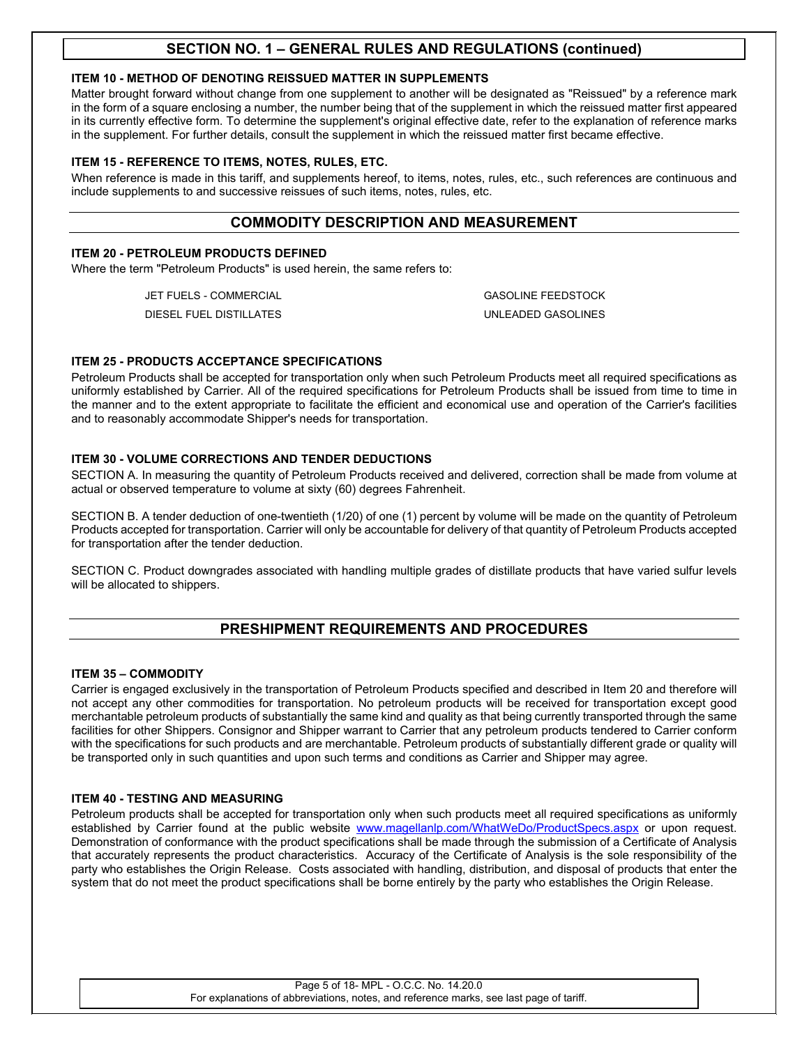## SECTION NO. 1 – GENERAL RULES AND REGULATIONS (continued)

**ITEM 10 - METHOD OF DENOTING REISSUED MATTER IN SUPPLEMENTS**

Matter brought forward without change from one supplement to another will be designated as "Reissued" by a reference mark in the form of a square enclosing a number, the number being that of the supplement in which the reissued matter first appeared in its currently effective form. To determine the supplement's original effective date, refer to the explanation of reference marks in the supplement. For further details, consult the supplement in which the reissued matter first became effective.

**ITEM 15 - REFERENCE TO ITEMS, NOTES, RULES, ETC.**

When reference is made in this tariff, and supplements hereof, to items, notes, rules, etc., such references are continuous and include supplements to and successive reissues of such items, notes, rules, etc.

## COMMODITY DESCRIPTION AND MEASUREMENT

**ITEM 20 - PETROLEUM PRODUCTS DEFINED**

Where the term "Petroleum Products" is used herein, the same refers to:

- JET FUELS - COMMERCIAL
- DIESEL FUEL DISTILLATES
- GASOLINE FEEDSTOCK
- UNLEADED GASOLINES

**ITEM 25 - PRODUCTS ACCEPTANCE SPECIFICATIONS**

Petroleum Products shall be accepted for transportation only when such Petroleum Products meet all required specifications as uniformly established by Carrier. All of the required specifications for Petroleum Products shall be issued from time to time in the manner and to the extent appropriate to facilitate the efficient and economical use and operation of the Carrier's facilities and to reasonably accommodate Shipper's needs for transportation.

**ITEM 30 - VOLUME CORRECTIONS AND TENDER DEDUCTIONS**

SECTION A. In measuring the quantity of Petroleum Products received and delivered, correction shall be made from volume at actual or observed temperature to volume at sixty (60) degrees Fahrenheit.

SECTION B. A tender deduction of one-twentieth (1/20) of one (1) percent by volume will be made on the quantity of Petroleum Products accepted for transportation. Carrier will only be accountable for delivery of that quantity of Petroleum Products accepted for transportation after the tender deduction.

SECTION C. Product downgrades associated with handling multiple grades of distillate products that have varied sulfur levels will be allocated to shippers.

## PRESHIPMENT REQUIREMENTS AND PROCEDURES

**ITEM 35 – COMMODITY**

Carrier is engaged exclusively in the transportation of Petroleum Products specified and described in Item 20 and therefore will not accept any other commodities for transportation. No petroleum products will be received for transportation except good merchantable petroleum products of substantially the same kind and quality as that being currently transported through the same facilities for other Shippers. Consignor and Shipper warrant to Carrier that any petroleum products tendered to Carrier conform with the specifications for such products and are merchantable. Petroleum products of substantially different grade or quality will be transported only in such quantities and upon such terms and conditions as Carrier and Shipper may agree.

**ITEM 40 - TESTING AND MEASURING**

Petroleum products shall be accepted for transportation only when such products meet all required specifications as uniformly established by Carrier found at the public website www.magellanlp.com/WhatWeDo/ProductSpecs.aspx or upon request. Demonstration of conformance with the product specifications shall be made through the submission of a Certificate of Analysis that accurately represents the product characteristics. Accuracy of the Certificate of Analysis is the sole responsibility of the party who establishes the Origin Release. Costs associated with handling, distribution, and disposal of products that enter the system that do not meet the product specifications shall be borne entirely by the party who establishes the Origin Release.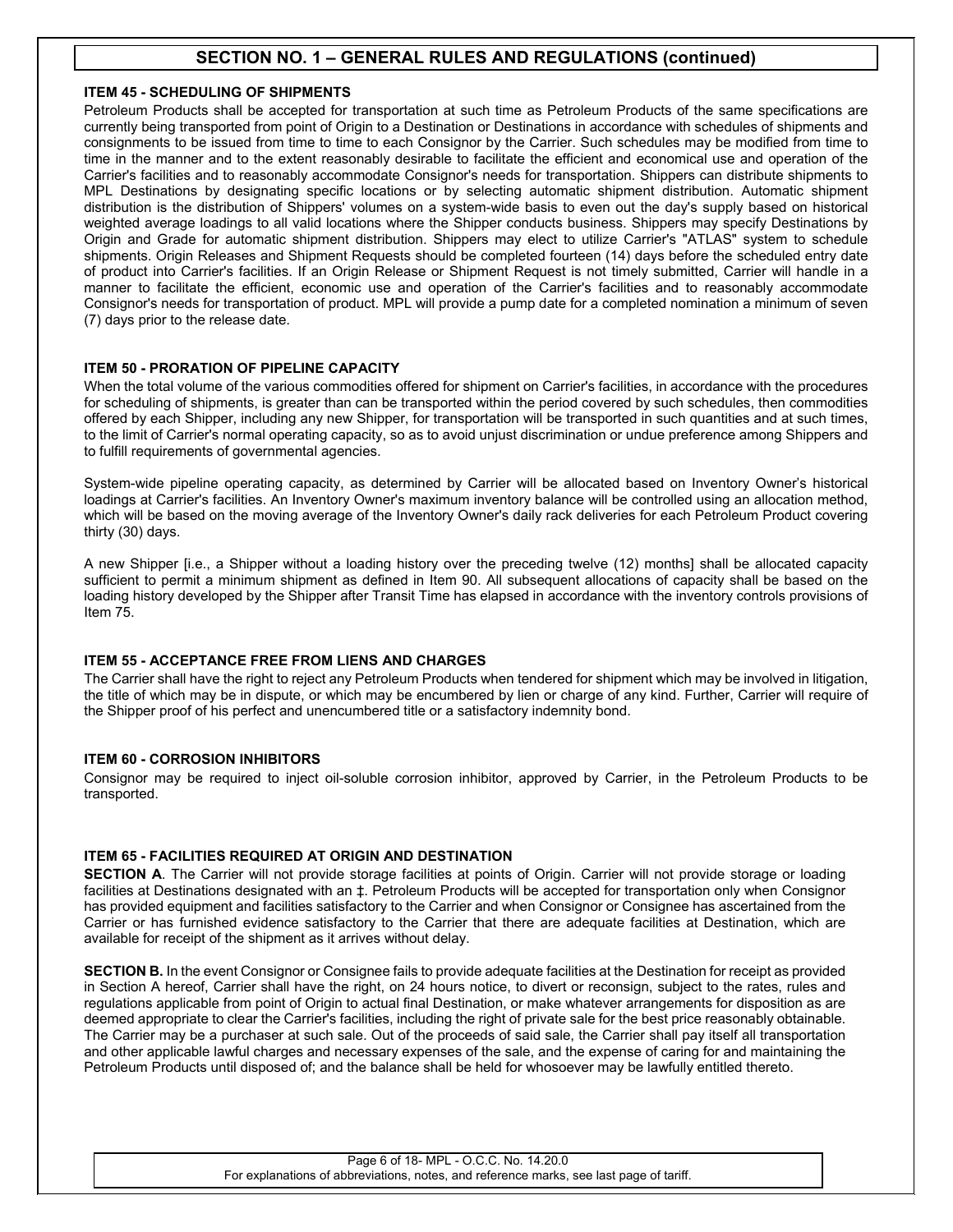## SECTION NO. 1 – GENERAL RULES AND REGULATIONS (continued)

### ITEM 45 - SCHEDULING OF SHIPMENTS

Petroleum Products shall be accepted for transportation at such time as Petroleum Products of the same specifications are currently being transported from point of Origin to a Destination or Destinations in accordance with schedules of shipments and consignments to be issued from time to time to each Consignor by the Carrier. Such schedules may be modified from time to time in the manner and to the extent reasonably desirable to facilitate the efficient and economical use and operation of the Carrier's facilities and to reasonably accommodate Consignor's needs for transportation. Shippers can distribute shipments to MPL Destinations by designating specific locations or by selecting automatic shipment distribution. Automatic shipment distribution is the distribution of Shippers' volumes on a system-wide basis to even out the day's supply based on historical weighted average loadings to all valid locations where the Shipper conducts business. Shippers may specify Destinations by Origin and Grade for automatic shipment distribution. Shippers may elect to utilize Carrier's "ATLAS" system to schedule shipments. Origin Releases and Shipment Requests should be completed fourteen (14) days before the scheduled entry date of product into Carrier's facilities. If an Origin Release or Shipment Request is not timely submitted, Carrier will handle in a manner to facilitate the efficient, economic use and operation of the Carrier's facilities and to reasonably accommodate Consignor's needs for transportation of product. MPL will provide a pump date for a completed nomination a minimum of seven (7) days prior to the release date.

### ITEM 50 - PRORATION OF PIPELINE CAPACITY

When the total volume of the various commodities offered for shipment on Carrier's facilities, in accordance with the procedures for scheduling of shipments, is greater than can be transported within the period covered by such schedules, then commodities offered by each Shipper, including any new Shipper, for transportation will be transported in such quantities and at such times, to the limit of Carrier's normal operating capacity, so as to avoid unjust discrimination or undue preference among Shippers and to fulfill requirements of governmental agencies.

System-wide pipeline operating capacity, as determined by Carrier will be allocated based on Inventory Owner's historical loadings at Carrier's facilities. An Inventory Owner's maximum inventory balance will be controlled using an allocation method, which will be based on the moving average of the Inventory Owner's daily rack deliveries for each Petroleum Product covering thirty (30) days.

A new Shipper [i.e., a Shipper without a loading history over the preceding twelve (12) months] shall be allocated capacity sufficient to permit a minimum shipment as defined in Item 90. All subsequent allocations of capacity shall be based on the loading history developed by the Shipper after Transit Time has elapsed in accordance with the inventory controls provisions of Item 75.

### ITEM 55 - ACCEPTANCE FREE FROM LIENS AND CHARGES

The Carrier shall have the right to reject any Petroleum Products when tendered for shipment which may be involved in litigation, the title of which may be in dispute, or which may be encumbered by lien or charge of any kind. Further, Carrier will require of the Shipper proof of his perfect and unencumbered title or a satisfactory indemnity bond.

### ITEM 60 - CORROSION INHIBITORS

Consignor may be required to inject oil-soluble corrosion inhibitor, approved by Carrier, in the Petroleum Products to be transported.

### ITEM 65 - FACILITIES REQUIRED AT ORIGIN AND DESTINATION

**SECTION A**. The Carrier will not provide storage facilities at points of Origin. Carrier will not provide storage or loading facilities at Destinations designated with an ‡. Petroleum Products will be accepted for transportation only when Consignor has provided equipment and facilities satisfactory to the Carrier and when Consignor or Consignee has ascertained from the Carrier or has furnished evidence satisfactory to the Carrier that there are adequate facilities at Destination, which are available for receipt of the shipment as it arrives without delay.

**SECTION B.** In the event Consignor or Consignee fails to provide adequate facilities at the Destination for receipt as provided in Section A hereof, Carrier shall have the right, on 24 hours notice, to divert or reconsign, subject to the rates, rules and regulations applicable from point of Origin to actual final Destination, or make whatever arrangements for disposition as are deemed appropriate to clear the Carrier's facilities, including the right of private sale for the best price reasonably obtainable. The Carrier may be a purchaser at such sale. Out of the proceeds of said sale, the Carrier shall pay itself all transportation and other applicable lawful charges and necessary expenses of the sale, and the expense of caring for and maintaining the Petroleum Products until disposed of; and the balance shall be held for whosoever may be lawfully entitled thereto.

For explanations of abbreviations, notes, and reference marks, see last page of tariff.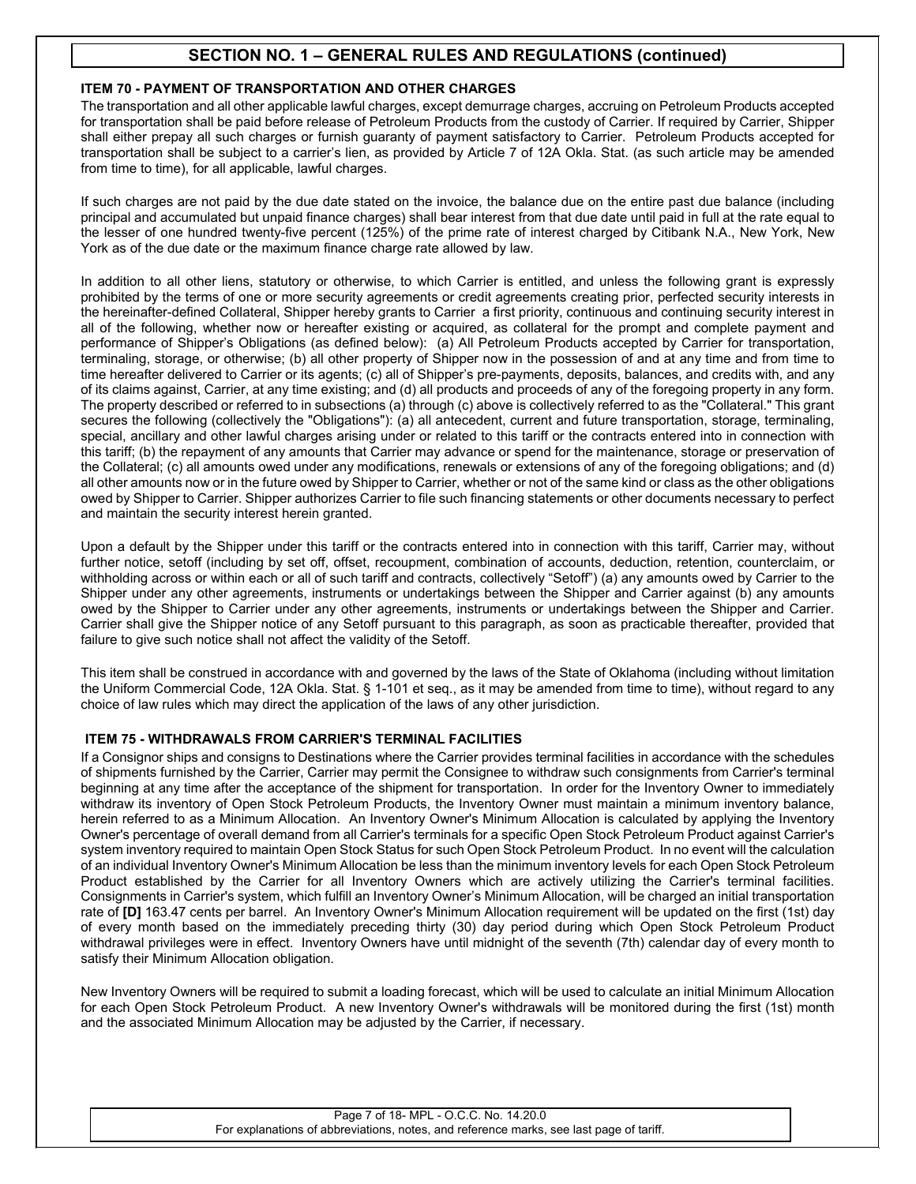## SECTION NO. 1 – GENERAL RULES AND REGULATIONS (continued)

### ITEM 70 - PAYMENT OF TRANSPORTATION AND OTHER CHARGES

The transportation and all other applicable lawful charges, except demurrage charges, accruing on Petroleum Products accepted for transportation shall be paid before release of Petroleum Products from the custody of Carrier. If required by Carrier, Shipper shall either prepay all such charges or furnish guaranty of payment satisfactory to Carrier. Petroleum Products accepted for transportation shall be subject to a carrier's lien, as provided by Article 7 of 12A Okla. Stat. (as such article may be amended from time to time), for all applicable, lawful charges.

If such charges are not paid by the due date stated on the invoice, the balance due on the entire past due balance (including principal and accumulated but unpaid finance charges) shall bear interest from that due date until paid in full at the rate equal to the lesser of one hundred twenty-five percent (125%) of the prime rate of interest charged by Citibank N.A., New York, New York as of the due date or the maximum finance charge rate allowed by law.

In addition to all other liens, statutory or otherwise, to which Carrier is entitled, and unless the following grant is expressly prohibited by the terms of one or more security agreements or credit agreements creating prior, perfected security interests in the hereinafter-defined Collateral, Shipper hereby grants to Carrier a first priority, continuous and continuing security interest in all of the following, whether now or hereafter existing or acquired, as collateral for the prompt and complete payment and performance of Shipper's Obligations (as defined below): (a) All Petroleum Products accepted by Carrier for transportation, terminaling, storage, or otherwise; (b) all other property of Shipper now in the possession of and at any time and from time to time hereafter delivered to Carrier or its agents; (c) all of Shipper's pre-payments, deposits, balances, and credits with, and any of its claims against, Carrier, at any time existing; and (d) all products and proceeds of any of the foregoing property in any form. The property described or referred to in subsections (a) through (c) above is collectively referred to as the "Collateral." This grant secures the following (collectively the "Obligations"): (a) all antecedent, current and future transportation, storage, terminaling, special, ancillary and other lawful charges arising under or related to this tariff or the contracts entered into in connection with this tariff; (b) the repayment of any amounts that Carrier may advance or spend for the maintenance, storage or preservation of the Collateral; (c) all amounts owed under any modifications, renewals or extensions of any of the foregoing obligations; and (d) all other amounts now or in the future owed by Shipper to Carrier, whether or not of the same kind or class as the other obligations owed by Shipper to Carrier. Shipper authorizes Carrier to file such financing statements or other documents necessary to perfect and maintain the security interest herein granted.

Upon a default by the Shipper under this tariff or the contracts entered into in connection with this tariff, Carrier may, without further notice, setoff (including by set off, offset, recoupment, combination of accounts, deduction, retention, counterclaim, or withholding across or within each or all of such tariff and contracts, collectively "Setoff") (a) any amounts owed by Carrier to the Shipper under any other agreements, instruments or undertakings between the Shipper and Carrier against (b) any amounts owed by the Shipper to Carrier under any other agreements, instruments or undertakings between the Shipper and Carrier. Carrier shall give the Shipper notice of any Setoff pursuant to this paragraph, as soon as practicable thereafter, provided that failure to give such notice shall not affect the validity of the Setoff.

This item shall be construed in accordance with and governed by the laws of the State of Oklahoma (including without limitation the Uniform Commercial Code, 12A Okla. Stat. § 1-101 et seq., as it may be amended from time to time), without regard to any choice of law rules which may direct the application of the laws of any other jurisdiction.

### ITEM 75 - WITHDRAWALS FROM CARRIER'S TERMINAL FACILITIES

If a Consignor ships and consigns to Destinations where the Carrier provides terminal facilities in accordance with the schedules of shipments furnished by the Carrier, Carrier may permit the Consignee to withdraw such consignments from Carrier's terminal beginning at any time after the acceptance of the shipment for transportation. In order for the Inventory Owner to immediately withdraw its inventory of Open Stock Petroleum Products, the Inventory Owner must maintain a minimum inventory balance, herein referred to as a Minimum Allocation. An Inventory Owner's Minimum Allocation is calculated by applying the Inventory Owner's percentage of overall demand from all Carrier's terminals for a specific Open Stock Petroleum Product against Carrier's system inventory required to maintain Open Stock Status for such Open Stock Petroleum Product. In no event will the calculation of an individual Inventory Owner's Minimum Allocation be less than the minimum inventory levels for each Open Stock Petroleum Product established by the Carrier for all Inventory Owners which are actively utilizing the Carrier's terminal facilities. Consignments in Carrier's system, which fulfill an Inventory Owner's Minimum Allocation, will be charged an initial transportation rate of **[D]** 163.47 cents per barrel. An Inventory Owner's Minimum Allocation requirement will be updated on the first (1st) day of every month based on the immediately preceding thirty (30) day period during which Open Stock Petroleum Product withdrawal privileges were in effect. Inventory Owners have until midnight of the seventh (7th) calendar day of every month to satisfy their Minimum Allocation obligation.

New Inventory Owners will be required to submit a loading forecast, which will be used to calculate an initial Minimum Allocation for each Open Stock Petroleum Product. A new Inventory Owner's withdrawals will be monitored during the first (1st) month and the associated Minimum Allocation may be adjusted by the Carrier, if necessary.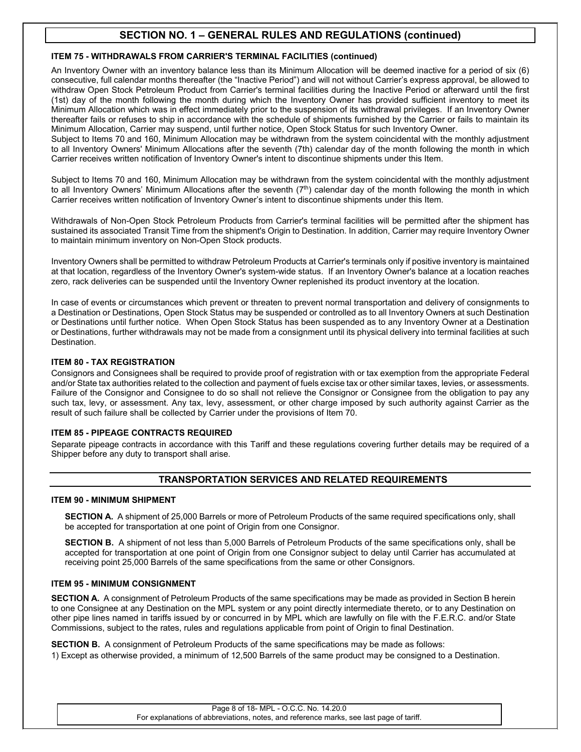## SECTION NO. 1 – GENERAL RULES AND REGULATIONS (continued)

### ITEM 75 - WITHDRAWALS FROM CARRIER'S TERMINAL FACILITIES (continued)

An Inventory Owner with an inventory balance less than its Minimum Allocation will be deemed inactive for a period of six (6) consecutive, full calendar months thereafter (the "Inactive Period") and will not without Carrier's express approval, be allowed to withdraw Open Stock Petroleum Product from Carrier's terminal facilities during the Inactive Period or afterward until the first (1st) day of the month following the month during which the Inventory Owner has provided sufficient inventory to meet its Minimum Allocation which was in effect immediately prior to the suspension of its withdrawal privileges. If an Inventory Owner thereafter fails or refuses to ship in accordance with the schedule of shipments furnished by the Carrier or fails to maintain its Minimum Allocation, Carrier may suspend, until further notice, Open Stock Status for such Inventory Owner.
Subject to Items 70 and 160, Minimum Allocation may be withdrawn from the system coincidental with the monthly adjustment to all Inventory Owners' Minimum Allocations after the seventh (7th) calendar day of the month following the month in which Carrier receives written notification of Inventory Owner's intent to discontinue shipments under this Item.

Subject to Items 70 and 160, Minimum Allocation may be withdrawn from the system coincidental with the monthly adjustment to all Inventory Owners' Minimum Allocations after the seventh (7th) calendar day of the month following the month in which Carrier receives written notification of Inventory Owner's intent to discontinue shipments under this Item.

Withdrawals of Non-Open Stock Petroleum Products from Carrier's terminal facilities will be permitted after the shipment has sustained its associated Transit Time from the shipment's Origin to Destination. In addition, Carrier may require Inventory Owner to maintain minimum inventory on Non-Open Stock products.

Inventory Owners shall be permitted to withdraw Petroleum Products at Carrier's terminals only if positive inventory is maintained at that location, regardless of the Inventory Owner's system-wide status. If an Inventory Owner's balance at a location reaches zero, rack deliveries can be suspended until the Inventory Owner replenished its product inventory at the location.

In case of events or circumstances which prevent or threaten to prevent normal transportation and delivery of consignments to a Destination or Destinations, Open Stock Status may be suspended or controlled as to all Inventory Owners at such Destination or Destinations until further notice. When Open Stock Status has been suspended as to any Inventory Owner at a Destination or Destinations, further withdrawals may not be made from a consignment until its physical delivery into terminal facilities at such Destination.

### ITEM 80 - TAX REGISTRATION

Consignors and Consignees shall be required to provide proof of registration with or tax exemption from the appropriate Federal and/or State tax authorities related to the collection and payment of fuels excise tax or other similar taxes, levies, or assessments. Failure of the Consignor and Consignee to do so shall not relieve the Consignor or Consignee from the obligation to pay any such tax, levy, or assessment. Any tax, levy, assessment, or other charge imposed by such authority against Carrier as the result of such failure shall be collected by Carrier under the provisions of Item 70.

### ITEM 85 - PIPEAGE CONTRACTS REQUIRED

Separate pipeage contracts in accordance with this Tariff and these regulations covering further details may be required of a Shipper before any duty to transport shall arise.

## TRANSPORTATION SERVICES AND RELATED REQUIREMENTS

### ITEM 90 - MINIMUM SHIPMENT

**SECTION A.** A shipment of 25,000 Barrels or more of Petroleum Products of the same required specifications only, shall be accepted for transportation at one point of Origin from one Consignor.

**SECTION B.** A shipment of not less than 5,000 Barrels of Petroleum Products of the same specifications only, shall be accepted for transportation at one point of Origin from one Consignor subject to delay until Carrier has accumulated at receiving point 25,000 Barrels of the same specifications from the same or other Consignors.

### ITEM 95 - MINIMUM CONSIGNMENT

**SECTION A.** A consignment of Petroleum Products of the same specifications may be made as provided in Section B herein to one Consignee at any Destination on the MPL system or any point directly intermediate thereto, or to any Destination on other pipe lines named in tariffs issued by or concurred in by MPL which are lawfully on file with the F.E.R.C. and/or State Commissions, subject to the rates, rules and regulations applicable from point of Origin to final Destination.

**SECTION B.** A consignment of Petroleum Products of the same specifications may be made as follows:

1) Except as otherwise provided, a minimum of 12,500 Barrels of the same product may be consigned to a Destination.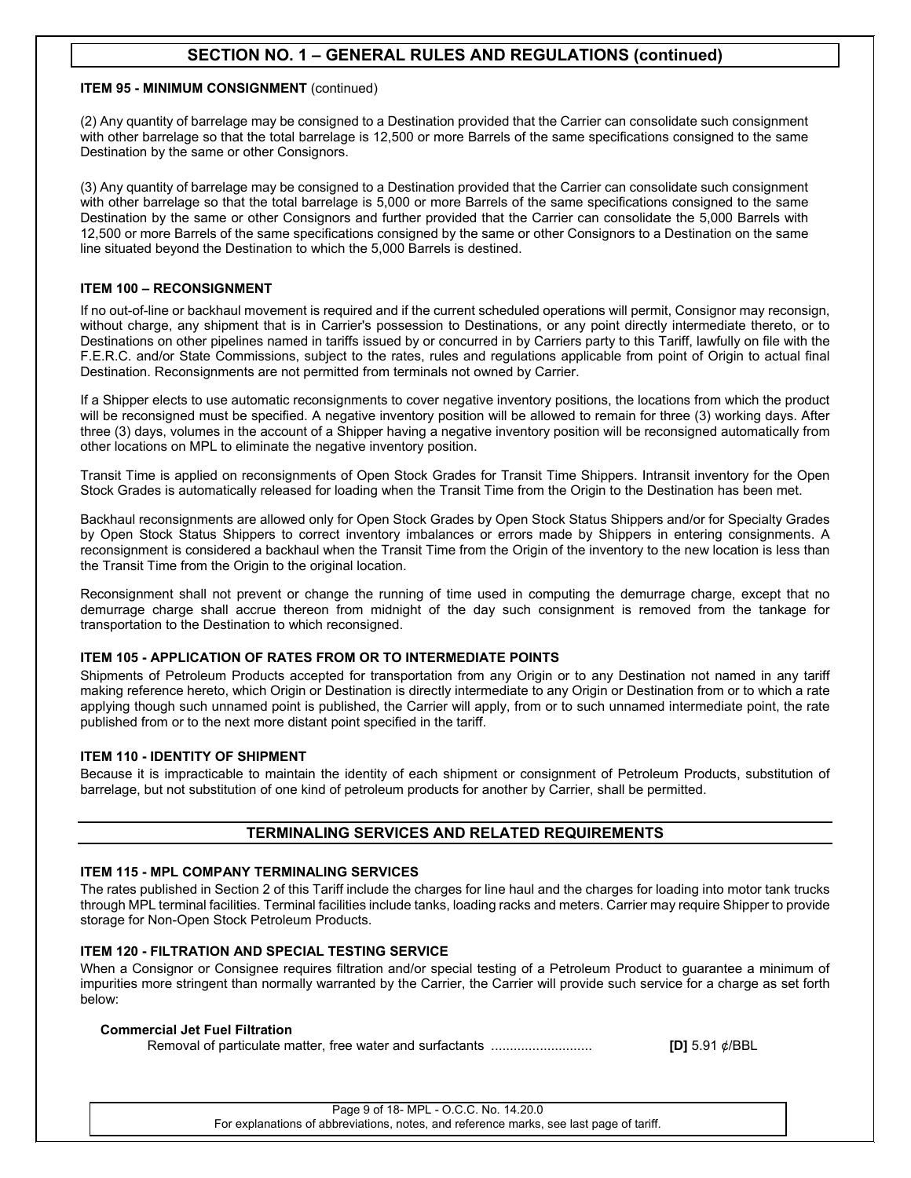## SECTION NO. 1 – GENERAL RULES AND REGULATIONS (continued)

**ITEM 95 - MINIMUM CONSIGNMENT** (continued)

(2) Any quantity of barrelage may be consigned to a Destination provided that the Carrier can consolidate such consignment with other barrelage so that the total barrelage is 12,500 or more Barrels of the same specifications consigned to the same Destination by the same or other Consignors.

(3) Any quantity of barrelage may be consigned to a Destination provided that the Carrier can consolidate such consignment with other barrelage so that the total barrelage is 5,000 or more Barrels of the same specifications consigned to the same Destination by the same or other Consignors and further provided that the Carrier can consolidate the 5,000 Barrels with 12,500 or more Barrels of the same specifications consigned by the same or other Consignors to a Destination on the same line situated beyond the Destination to which the 5,000 Barrels is destined.

**ITEM 100 – RECONSIGNMENT**

If no out-of-line or backhaul movement is required and if the current scheduled operations will permit, Consignor may reconsign, without charge, any shipment that is in Carrier's possession to Destinations, or any point directly intermediate thereto, or to Destinations on other pipelines named in tariffs issued by or concurred in by Carriers party to this Tariff, lawfully on file with the F.E.R.C. and/or State Commissions, subject to the rates, rules and regulations applicable from point of Origin to actual final Destination. Reconsignments are not permitted from terminals not owned by Carrier.

If a Shipper elects to use automatic reconsignments to cover negative inventory positions, the locations from which the product will be reconsigned must be specified. A negative inventory position will be allowed to remain for three (3) working days. After three (3) days, volumes in the account of a Shipper having a negative inventory position will be reconsigned automatically from other locations on MPL to eliminate the negative inventory position.

Transit Time is applied on reconsignments of Open Stock Grades for Transit Time Shippers. Intransit inventory for the Open Stock Grades is automatically released for loading when the Transit Time from the Origin to the Destination has been met.

Backhaul reconsignments are allowed only for Open Stock Grades by Open Stock Status Shippers and/or for Specialty Grades by Open Stock Status Shippers to correct inventory imbalances or errors made by Shippers in entering consignments. A reconsignment is considered a backhaul when the Transit Time from the Origin of the inventory to the new location is less than the Transit Time from the Origin to the original location.

Reconsignment shall not prevent or change the running of time used in computing the demurrage charge, except that no demurrage charge shall accrue thereon from midnight of the day such consignment is removed from the tankage for transportation to the Destination to which reconsigned.

**ITEM 105 - APPLICATION OF RATES FROM OR TO INTERMEDIATE POINTS**

Shipments of Petroleum Products accepted for transportation from any Origin or to any Destination not named in any tariff making reference hereto, which Origin or Destination is directly intermediate to any Origin or Destination from or to which a rate applying though such unnamed point is published, the Carrier will apply, from or to such unnamed intermediate point, the rate published from or to the next more distant point specified in the tariff.

**ITEM 110 - IDENTITY OF SHIPMENT**

Because it is impracticable to maintain the identity of each shipment or consignment of Petroleum Products, substitution of barrelage, but not substitution of one kind of petroleum products for another by Carrier, shall be permitted.

## TERMINALING SERVICES AND RELATED REQUIREMENTS

**ITEM 115 - MPL COMPANY TERMINALING SERVICES**

The rates published in Section 2 of this Tariff include the charges for line haul and the charges for loading into motor tank trucks through MPL terminal facilities. Terminal facilities include tanks, loading racks and meters. Carrier may require Shipper to provide storage for Non-Open Stock Petroleum Products.

**ITEM 120 - FILTRATION AND SPECIAL TESTING SERVICE**

When a Consignor or Consignee requires filtration and/or special testing of a Petroleum Product to guarantee a minimum of impurities more stringent than normally warranted by the Carrier, the Carrier will provide such service for a charge as set forth below:

**Commercial Jet Fuel Filtration**

Removal of particulate matter, free water and surfactants .......................... **[D]** 5.91 ¢/BBL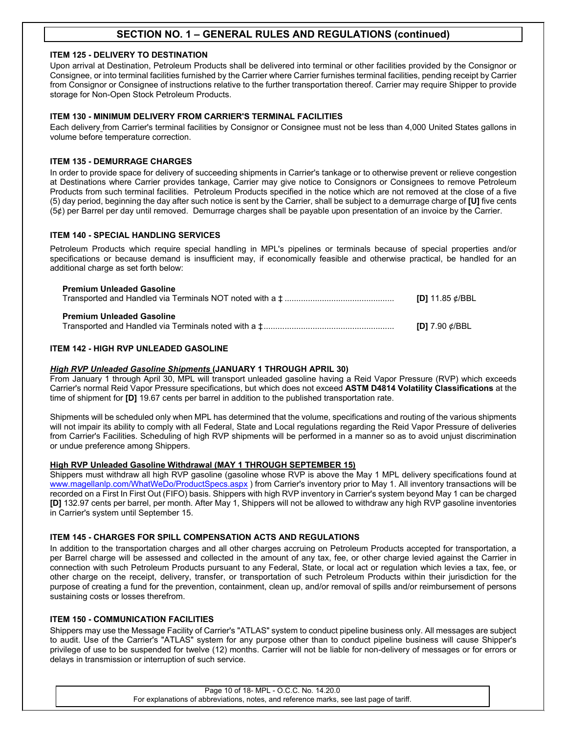## SECTION NO. 1 – GENERAL RULES AND REGULATIONS (continued)

### ITEM 125 - DELIVERY TO DESTINATION

Upon arrival at Destination, Petroleum Products shall be delivered into terminal or other facilities provided by the Consignor or Consignee, or into terminal facilities furnished by the Carrier where Carrier furnishes terminal facilities, pending receipt by Carrier from Consignor or Consignee of instructions relative to the further transportation thereof. Carrier may require Shipper to provide storage for Non-Open Stock Petroleum Products.

### ITEM 130 - MINIMUM DELIVERY FROM CARRIER'S TERMINAL FACILITIES

Each delivery from Carrier's terminal facilities by Consignor or Consignee must not be less than 4,000 United States gallons in volume before temperature correction.

### ITEM 135 - DEMURRAGE CHARGES

In order to provide space for delivery of succeeding shipments in Carrier's tankage or to otherwise prevent or relieve congestion at Destinations where Carrier provides tankage, Carrier may give notice to Consignors or Consignees to remove Petroleum Products from such terminal facilities. Petroleum Products specified in the notice which are not removed at the close of a five (5) day period, beginning the day after such notice is sent by the Carrier, shall be subject to a demurrage charge of **[U]** five cents (5¢) per Barrel per day until removed. Demurrage charges shall be payable upon presentation of an invoice by the Carrier.

### ITEM 140 - SPECIAL HANDLING SERVICES

Petroleum Products which require special handling in MPL's pipelines or terminals because of special properties and/or specifications or because demand is insufficient may, if economically feasible and otherwise practical, be handled for an additional charge as set forth below:

**Premium Unleaded Gasoline**
Transported and Handled via Terminals NOT noted with a ‡ .............................................. **[D]** 11.85 ¢/BBL

**Premium Unleaded Gasoline**
Transported and Handled via Terminals noted with a ‡ ....................................................... **[D]** 7.90 ¢/BBL

### ITEM 142 - HIGH RVP UNLEADED GASOLINE

***High RVP Unleaded Gasoline Shipments* (JANUARY 1 THROUGH APRIL 30)**

From January 1 through April 30, MPL will transport unleaded gasoline having a Reid Vapor Pressure (RVP) which exceeds Carrier's normal Reid Vapor Pressure specifications, but which does not exceed **ASTM D4814 Volatility Classifications** at the time of shipment for **[D]** 19.67 cents per barrel in addition to the published transportation rate.

Shipments will be scheduled only when MPL has determined that the volume, specifications and routing of the various shipments will not impair its ability to comply with all Federal, State and Local regulations regarding the Reid Vapor Pressure of deliveries from Carrier's Facilities. Scheduling of high RVP shipments will be performed in a manner so as to avoid unjust discrimination or undue preference among Shippers.

**High RVP Unleaded Gasoline Withdrawal (MAY 1 THROUGH SEPTEMBER 15)**

Shippers must withdraw all high RVP gasoline (gasoline whose RVP is above the May 1 MPL delivery specifications found at www.magellanlp.com/WhatWeDo/ProductSpecs.aspx ) from Carrier's inventory prior to May 1. All inventory transactions will be recorded on a First In First Out (FIFO) basis. Shippers with high RVP inventory in Carrier's system beyond May 1 can be charged **[D]** 132.97 cents per barrel, per month. After May 1, Shippers will not be allowed to withdraw any high RVP gasoline inventories in Carrier's system until September 15.

### ITEM 145 - CHARGES FOR SPILL COMPENSATION ACTS AND REGULATIONS

In addition to the transportation charges and all other charges accruing on Petroleum Products accepted for transportation, a per Barrel charge will be assessed and collected in the amount of any tax, fee, or other charge levied against the Carrier in connection with such Petroleum Products pursuant to any Federal, State, or local act or regulation which levies a tax, fee, or other charge on the receipt, delivery, transfer, or transportation of such Petroleum Products within their jurisdiction for the purpose of creating a fund for the prevention, containment, clean up, and/or removal of spills and/or reimbursement of persons sustaining costs or losses therefrom.

### ITEM 150 - COMMUNICATION FACILITIES

Shippers may use the Message Facility of Carrier's "ATLAS" system to conduct pipeline business only. All messages are subject to audit. Use of the Carrier's "ATLAS" system for any purpose other than to conduct pipeline business will cause Shipper's privilege of use to be suspended for twelve (12) months. Carrier will not be liable for non-delivery of messages or for errors or delays in transmission or interruption of such service.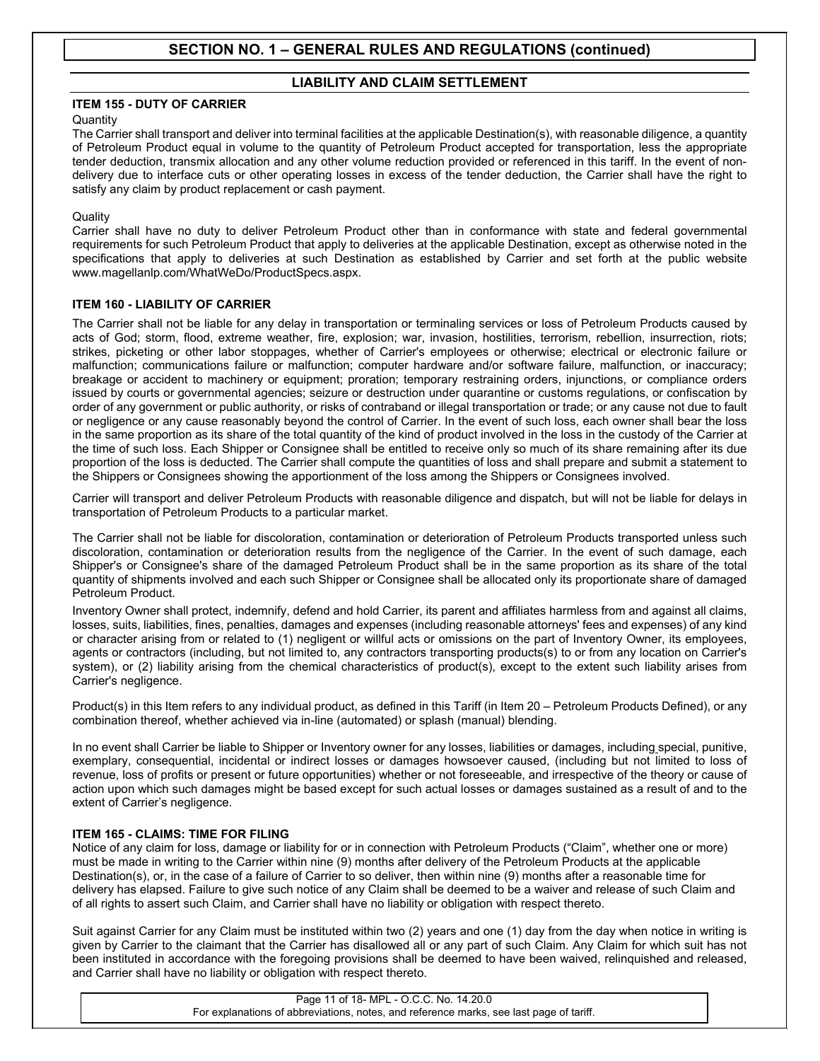## SECTION NO. 1 – GENERAL RULES AND REGULATIONS (continued)

### LIABILITY AND CLAIM SETTLEMENT

**ITEM 155 - DUTY OF CARRIER**

Quantity

The Carrier shall transport and deliver into terminal facilities at the applicable Destination(s), with reasonable diligence, a quantity of Petroleum Product equal in volume to the quantity of Petroleum Product accepted for transportation, less the appropriate tender deduction, transmix allocation and any other volume reduction provided or referenced in this tariff. In the event of non-delivery due to interface cuts or other operating losses in excess of the tender deduction, the Carrier shall have the right to satisfy any claim by product replacement or cash payment.

Quality

Carrier shall have no duty to deliver Petroleum Product other than in conformance with state and federal governmental requirements for such Petroleum Product that apply to deliveries at the applicable Destination, except as otherwise noted in the specifications that apply to deliveries at such Destination as established by Carrier and set forth at the public website www.magellanlp.com/WhatWeDo/ProductSpecs.aspx.

**ITEM 160 - LIABILITY OF CARRIER**

The Carrier shall not be liable for any delay in transportation or terminaling services or loss of Petroleum Products caused by acts of God; storm, flood, extreme weather, fire, explosion; war, invasion, hostilities, terrorism, rebellion, insurrection, riots; strikes, picketing or other labor stoppages, whether of Carrier's employees or otherwise; electrical or electronic failure or malfunction; communications failure or malfunction; computer hardware and/or software failure, malfunction, or inaccuracy; breakage or accident to machinery or equipment; proration; temporary restraining orders, injunctions, or compliance orders issued by courts or governmental agencies; seizure or destruction under quarantine or customs regulations, or confiscation by order of any government or public authority, or risks of contraband or illegal transportation or trade; or any cause not due to fault or negligence or any cause reasonably beyond the control of Carrier. In the event of such loss, each owner shall bear the loss in the same proportion as its share of the total quantity of the kind of product involved in the loss in the custody of the Carrier at the time of such loss. Each Shipper or Consignee shall be entitled to receive only so much of its share remaining after its due proportion of the loss is deducted. The Carrier shall compute the quantities of loss and shall prepare and submit a statement to the Shippers or Consignees showing the apportionment of the loss among the Shippers or Consignees involved.

Carrier will transport and deliver Petroleum Products with reasonable diligence and dispatch, but will not be liable for delays in transportation of Petroleum Products to a particular market.

The Carrier shall not be liable for discoloration, contamination or deterioration of Petroleum Products transported unless such discoloration, contamination or deterioration results from the negligence of the Carrier. In the event of such damage, each Shipper's or Consignee's share of the damaged Petroleum Product shall be in the same proportion as its share of the total quantity of shipments involved and each such Shipper or Consignee shall be allocated only its proportionate share of damaged Petroleum Product.

Inventory Owner shall protect, indemnify, defend and hold Carrier, its parent and affiliates harmless from and against all claims, losses, suits, liabilities, fines, penalties, damages and expenses (including reasonable attorneys' fees and expenses) of any kind or character arising from or related to (1) negligent or willful acts or omissions on the part of Inventory Owner, its employees, agents or contractors (including, but not limited to, any contractors transporting products(s) to or from any location on Carrier's system), or (2) liability arising from the chemical characteristics of product(s), except to the extent such liability arises from Carrier's negligence.

Product(s) in this Item refers to any individual product, as defined in this Tariff (in Item 20 – Petroleum Products Defined), or any combination thereof, whether achieved via in-line (automated) or splash (manual) blending.

In no event shall Carrier be liable to Shipper or Inventory owner for any losses, liabilities or damages, including special, punitive, exemplary, consequential, incidental or indirect losses or damages howsoever caused, (including but not limited to loss of revenue, loss of profits or present or future opportunities) whether or not foreseeable, and irrespective of the theory or cause of action upon which such damages might be based except for such actual losses or damages sustained as a result of and to the extent of Carrier's negligence.

**ITEM 165 - CLAIMS: TIME FOR FILING**

Notice of any claim for loss, damage or liability for or in connection with Petroleum Products ("Claim", whether one or more) must be made in writing to the Carrier within nine (9) months after delivery of the Petroleum Products at the applicable Destination(s), or, in the case of a failure of Carrier to so deliver, then within nine (9) months after a reasonable time for delivery has elapsed. Failure to give such notice of any Claim shall be deemed to be a waiver and release of such Claim and of all rights to assert such Claim, and Carrier shall have no liability or obligation with respect thereto.

Suit against Carrier for any Claim must be instituted within two (2) years and one (1) day from the day when notice in writing is given by Carrier to the claimant that the Carrier has disallowed all or any part of such Claim. Any Claim for which suit has not been instituted in accordance with the foregoing provisions shall be deemed to have been waived, relinquished and released, and Carrier shall have no liability or obligation with respect thereto.

MPL - O.C.C. No. 14.20.0
For explanations of abbreviations, notes, and reference marks, see last page of tariff.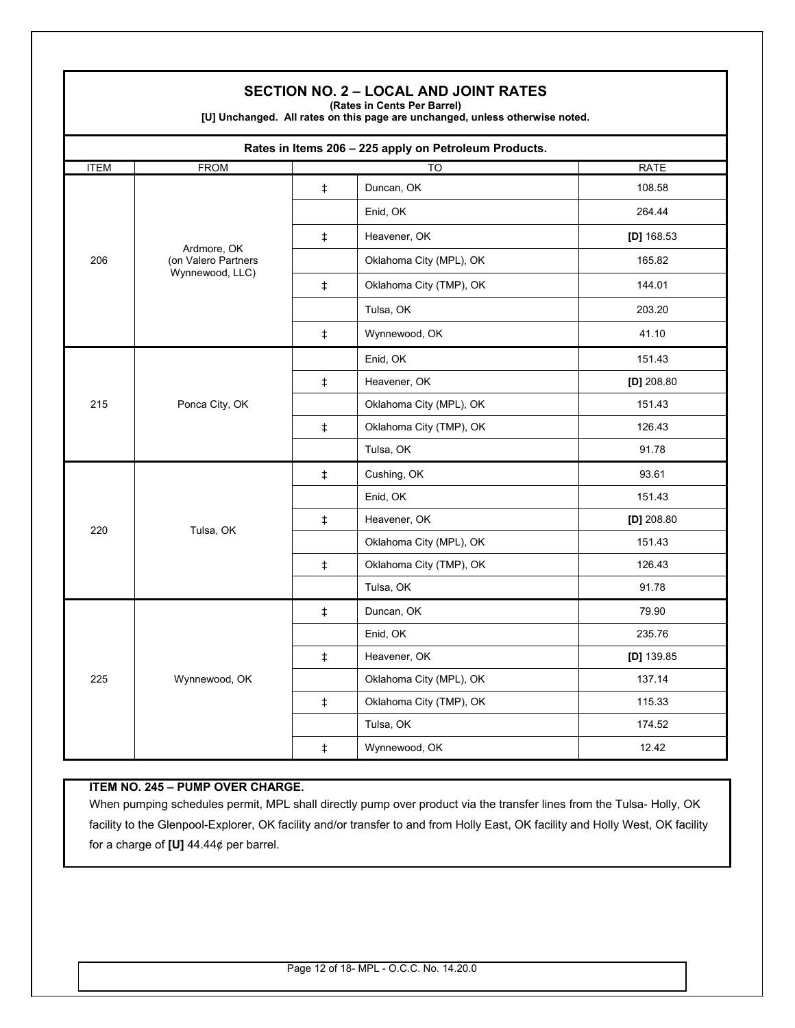## SECTION NO. 2 – LOCAL AND JOINT RATES

**(Rates in Cents Per Barrel)**

**[U] Unchanged. All rates on this page are unchanged, unless otherwise noted.**

**Rates in Items 206 – 225 apply on Petroleum Products.**

| ITEM | FROM | TO | | RATE |
|---|---|---|---|---|
| 206 | Ardmore, OK (on Valero Partners Wynnewood, LLC) | ‡ | Duncan, OK | 108.58 |
| | | | Enid, OK | 264.44 |
| | | ‡ | Heavener, OK | **[D]** 168.53 |
| | | | Oklahoma City (MPL), OK | 165.82 |
| | | ‡ | Oklahoma City (TMP), OK | 144.01 |
| | | | Tulsa, OK | 203.20 |
| | | ‡ | Wynnewood, OK | 41.10 |
| 215 | Ponca City, OK | | Enid, OK | 151.43 |
| | | ‡ | Heavener, OK | **[D]** 208.80 |
| | | | Oklahoma City (MPL), OK | 151.43 |
| | | ‡ | Oklahoma City (TMP), OK | 126.43 |
| | | | Tulsa, OK | 91.78 |
| 220 | Tulsa, OK | ‡ | Cushing, OK | 93.61 |
| | | | Enid, OK | 151.43 |
| | | ‡ | Heavener, OK | **[D]** 208.80 |
| | | | Oklahoma City (MPL), OK | 151.43 |
| | | ‡ | Oklahoma City (TMP), OK | 126.43 |
| | | | Tulsa, OK | 91.78 |
| 225 | Wynnewood, OK | ‡ | Duncan, OK | 79.90 |
| | | | Enid, OK | 235.76 |
| | | ‡ | Heavener, OK | **[D]** 139.85 |
| | | | Oklahoma City (MPL), OK | 137.14 |
| | | ‡ | Oklahoma City (TMP), OK | 115.33 |
| | | | Tulsa, OK | 174.52 |
| | | ‡ | Wynnewood, OK | 12.42 |

**ITEM NO. 245 – PUMP OVER CHARGE.**

When pumping schedules permit, MPL shall directly pump over product via the transfer lines from the Tulsa- Holly, OK facility to the Glenpool-Explorer, OK facility and/or transfer to and from Holly East, OK facility and Holly West, OK facility for a charge of **[U]** 44.44¢ per barrel.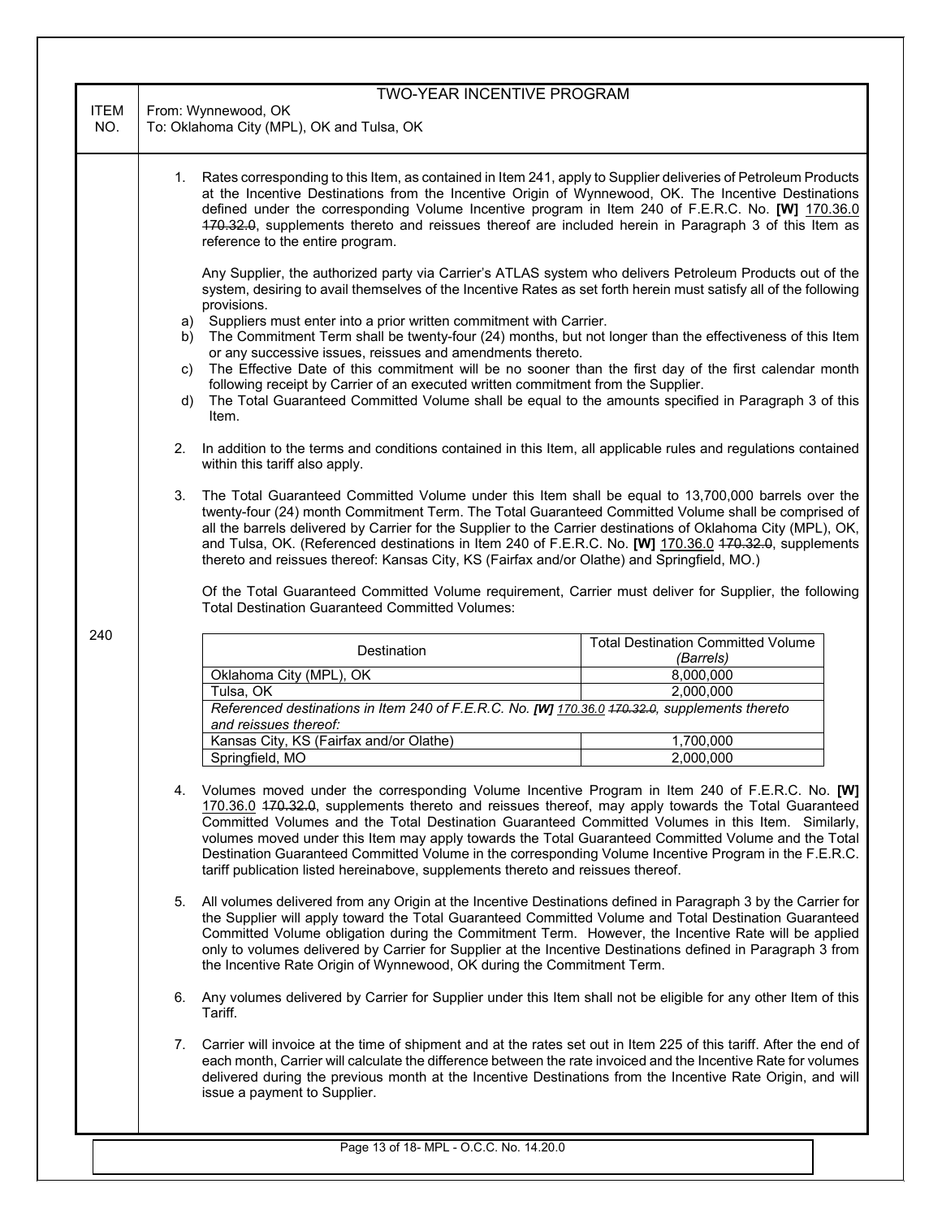# TWO-YEAR INCENTIVE PROGRAM

From: Wynnewood, OK
To: Oklahoma City (MPL), OK and Tulsa, OK

**ITEM NO. 240**

1. Rates corresponding to this Item, as contained in Item 241, apply to Supplier deliveries of Petroleum Products at the Incentive Destinations from the Incentive Origin of Wynnewood, OK. The Incentive Destinations defined under the corresponding Volume Incentive program in Item 240 of F.E.R.C. No. **[W]** 170.36.0 ~~170.32.0~~, supplements thereto and reissues thereof are included herein in Paragraph 3 of this Item as reference to the entire program.

   Any Supplier, the authorized party via Carrier's ATLAS system who delivers Petroleum Products out of the system, desiring to avail themselves of the Incentive Rates as set forth herein must satisfy all of the following provisions.

   a) Suppliers must enter into a prior written commitment with Carrier.
   b) The Commitment Term shall be twenty-four (24) months, but not longer than the effectiveness of this Item or any successive issues, reissues and amendments thereto.
   c) The Effective Date of this commitment will be no sooner than the first day of the first calendar month following receipt by Carrier of an executed written commitment from the Supplier.
   d) The Total Guaranteed Committed Volume shall be equal to the amounts specified in Paragraph 3 of this Item.

2. In addition to the terms and conditions contained in this Item, all applicable rules and regulations contained within this tariff also apply.

3. The Total Guaranteed Committed Volume under this Item shall be equal to 13,700,000 barrels over the twenty-four (24) month Commitment Term. The Total Guaranteed Committed Volume shall be comprised of all the barrels delivered by Carrier for the Supplier to the Carrier destinations of Oklahoma City (MPL), OK, and Tulsa, OK. (Referenced destinations in Item 240 of F.E.R.C. No. **[W]** 170.36.0 ~~170.32.0~~, supplements thereto and reissues thereof: Kansas City, KS (Fairfax and/or Olathe) and Springfield, MO.)

   Of the Total Guaranteed Committed Volume requirement, Carrier must deliver for Supplier, the following Total Destination Guaranteed Committed Volumes:

| Destination | Total Destination Committed Volume *(Barrels)* |
|---|---|
| Oklahoma City (MPL), OK | 8,000,000 |
| Tulsa, OK | 2,000,000 |
| *Referenced destinations in Item 240 of F.E.R.C. No. **[W]** 170.36.0 ~~170.32.0~~, supplements thereto and reissues thereof:* | |
| Kansas City, KS (Fairfax and/or Olathe) | 1,700,000 |
| Springfield, MO | 2,000,000 |

4. Volumes moved under the corresponding Volume Incentive Program in Item 240 of F.E.R.C. No. **[W]** 170.36.0 ~~170.32.0~~, supplements thereto and reissues thereof, may apply towards the Total Guaranteed Committed Volumes and the Total Destination Guaranteed Committed Volumes in this Item. Similarly, volumes moved under this Item may apply towards the Total Guaranteed Committed Volume and the Total Destination Guaranteed Committed Volume in the corresponding Volume Incentive Program in the F.E.R.C. tariff publication listed hereinabove, supplements thereto and reissues thereof.

5. All volumes delivered from any Origin at the Incentive Destinations defined in Paragraph 3 by the Carrier for the Supplier will apply toward the Total Guaranteed Committed Volume and Total Destination Guaranteed Committed Volume obligation during the Commitment Term. However, the Incentive Rate will be applied only to volumes delivered by Carrier for Supplier at the Incentive Destinations defined in Paragraph 3 from the Incentive Rate Origin of Wynnewood, OK during the Commitment Term.

6. Any volumes delivered by Carrier for Supplier under this Item shall not be eligible for any other Item of this Tariff.

7. Carrier will invoice at the time of shipment and at the rates set out in Item 225 of this tariff. After the end of each month, Carrier will calculate the difference between the rate invoiced and the Incentive Rate for volumes delivered during the previous month at the Incentive Destinations from the Incentive Rate Origin, and will issue a payment to Supplier.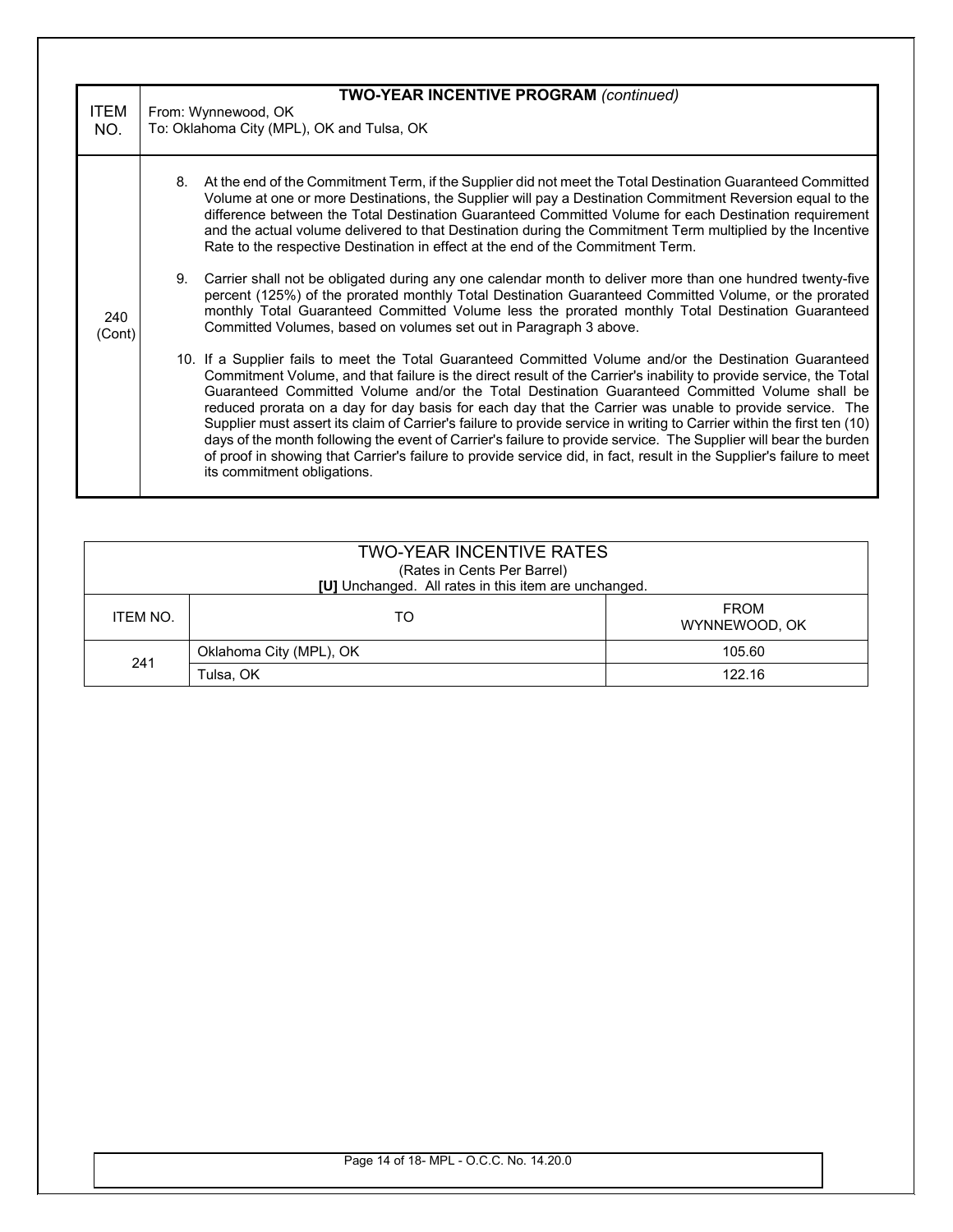| ITEM NO. | **TWO-YEAR INCENTIVE PROGRAM** *(continued)*<br>From: Wynnewood, OK<br>To: Oklahoma City (MPL), OK and Tulsa, OK |
|---|---|
| 240 (Cont) | 8. At the end of the Commitment Term, if the Supplier did not meet the Total Destination Guaranteed Committed Volume at one or more Destinations, the Supplier will pay a Destination Commitment Reversion equal to the difference between the Total Destination Guaranteed Committed Volume for each Destination requirement and the actual volume delivered to that Destination during the Commitment Term multiplied by the Incentive Rate to the respective Destination in effect at the end of the Commitment Term.<br><br>9. Carrier shall not be obligated during any one calendar month to deliver more than one hundred twenty-five percent (125%) of the prorated monthly Total Destination Guaranteed Committed Volume, or the prorated monthly Total Guaranteed Committed Volume less the prorated monthly Total Destination Guaranteed Committed Volumes, based on volumes set out in Paragraph 3 above.<br><br>10. If a Supplier fails to meet the Total Guaranteed Committed Volume and/or the Destination Guaranteed Commitment Volume, and that failure is the direct result of the Carrier's inability to provide service, the Total Guaranteed Committed Volume and/or the Total Destination Guaranteed Committed Volume shall be reduced prorata on a day for day basis for each day that the Carrier was unable to provide service. The Supplier must assert its claim of Carrier's failure to provide service in writing to Carrier within the first ten (10) days of the month following the event of Carrier's failure to provide service. The Supplier will bear the burden of proof in showing that Carrier's failure to provide service did, in fact, result in the Supplier's failure to meet its commitment obligations. |

**TWO-YEAR INCENTIVE RATES**
(Rates in Cents Per Barrel)
**[U]** Unchanged. All rates in this item are unchanged.

| ITEM NO. | TO | FROM WYNNEWOOD, OK |
|---|---|---|
| 241 | Oklahoma City (MPL), OK | 105.60 |
| | Tulsa, OK | 122.16 |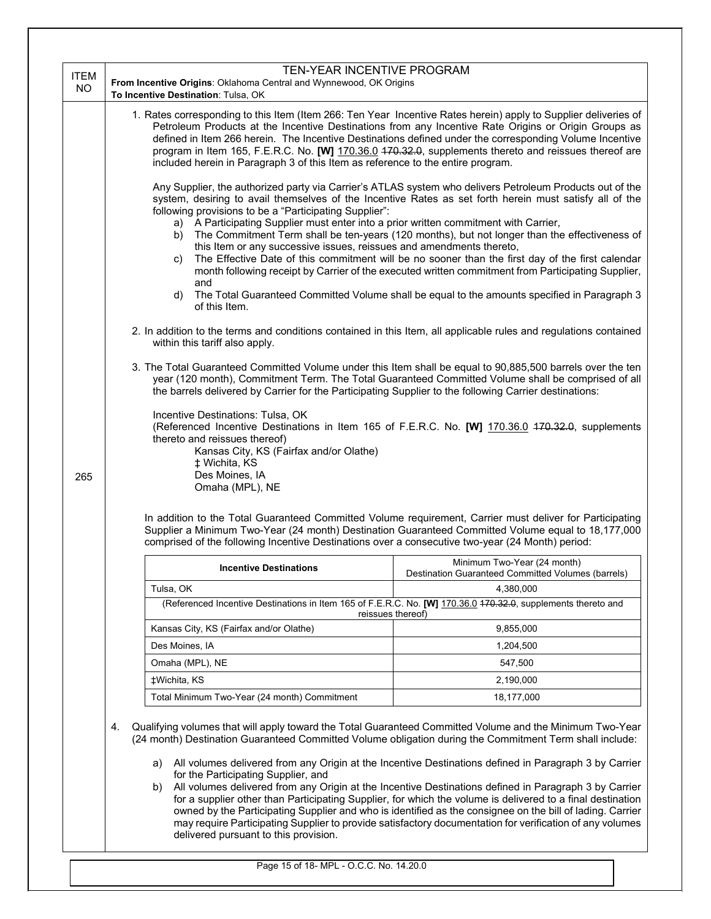| ITEM NO | TEN-YEAR INCENTIVE PROGRAM<br>**From Incentive Origins**: Oklahoma Central and Wynnewood, OK Origins<br>**To Incentive Destination**: Tulsa, OK |
|---|---|
| 265 | See below |

1. Rates corresponding to this Item (Item 266: Ten Year Incentive Rates herein) apply to Supplier deliveries of Petroleum Products at the Incentive Destinations from any Incentive Rate Origins or Origin Groups as defined in Item 266 herein. The Incentive Destinations defined under the corresponding Volume Incentive program in Item 165, F.E.R.C. No. **[W]** 170.36.0 ~~170.32.0~~, supplements thereto and reissues thereof are included herein in Paragraph 3 of this Item as reference to the entire program.

   Any Supplier, the authorized party via Carrier's ATLAS system who delivers Petroleum Products out of the system, desiring to avail themselves of the Incentive Rates as set forth herein must satisfy all of the following provisions to be a "Participating Supplier":

   a) A Participating Supplier must enter into a prior written commitment with Carrier,
   b) The Commitment Term shall be ten-years (120 months), but not longer than the effectiveness of this Item or any successive issues, reissues and amendments thereto,
   c) The Effective Date of this commitment will be no sooner than the first day of the first calendar month following receipt by Carrier of the executed written commitment from Participating Supplier, and
   d) The Total Guaranteed Committed Volume shall be equal to the amounts specified in Paragraph 3 of this Item.

2. In addition to the terms and conditions contained in this Item, all applicable rules and regulations contained within this tariff also apply.

3. The Total Guaranteed Committed Volume under this Item shall be equal to 90,885,500 barrels over the ten year (120 month), Commitment Term. The Total Guaranteed Committed Volume shall be comprised of all the barrels delivered by Carrier for the Participating Supplier to the following Carrier destinations:

   Incentive Destinations: Tulsa, OK
   (Referenced Incentive Destinations in Item 165 of F.E.R.C. No. **[W]** 170.36.0 ~~170.32.0~~, supplements thereto and reissues thereof)
   Kansas City, KS (Fairfax and/or Olathe)
   ‡ Wichita, KS
   Des Moines, IA
   Omaha (MPL), NE

   In addition to the Total Guaranteed Committed Volume requirement, Carrier must deliver for Participating Supplier a Minimum Two-Year (24 month) Destination Guaranteed Committed Volume equal to 18,177,000 comprised of the following Incentive Destinations over a consecutive two-year (24 Month) period:

| Incentive Destinations | Minimum Two-Year (24 month) Destination Guaranteed Committed Volumes (barrels) |
|---|---|
| Tulsa, OK | 4,380,000 |
| (Referenced Incentive Destinations in Item 165 of F.E.R.C. No. **[W]** 170.36.0 ~~170.32.0~~, supplements thereto and reissues thereof) | |
| Kansas City, KS (Fairfax and/or Olathe) | 9,855,000 |
| Des Moines, IA | 1,204,500 |
| Omaha (MPL), NE | 547,500 |
| ‡Wichita, KS | 2,190,000 |
| Total Minimum Two-Year (24 month) Commitment | 18,177,000 |

4. Qualifying volumes that will apply toward the Total Guaranteed Committed Volume and the Minimum Two-Year (24 month) Destination Guaranteed Committed Volume obligation during the Commitment Term shall include:

   a) All volumes delivered from any Origin at the Incentive Destinations defined in Paragraph 3 by Carrier for the Participating Supplier, and
   b) All volumes delivered from any Origin at the Incentive Destinations defined in Paragraph 3 by Carrier for a supplier other than Participating Supplier, for which the volume is delivered to a final destination owned by the Participating Supplier and who is identified as the consignee on the bill of lading. Carrier may require Participating Supplier to provide satisfactory documentation for verification of any volumes delivered pursuant to this provision.

MPL - O.C.C. No. 14.20.0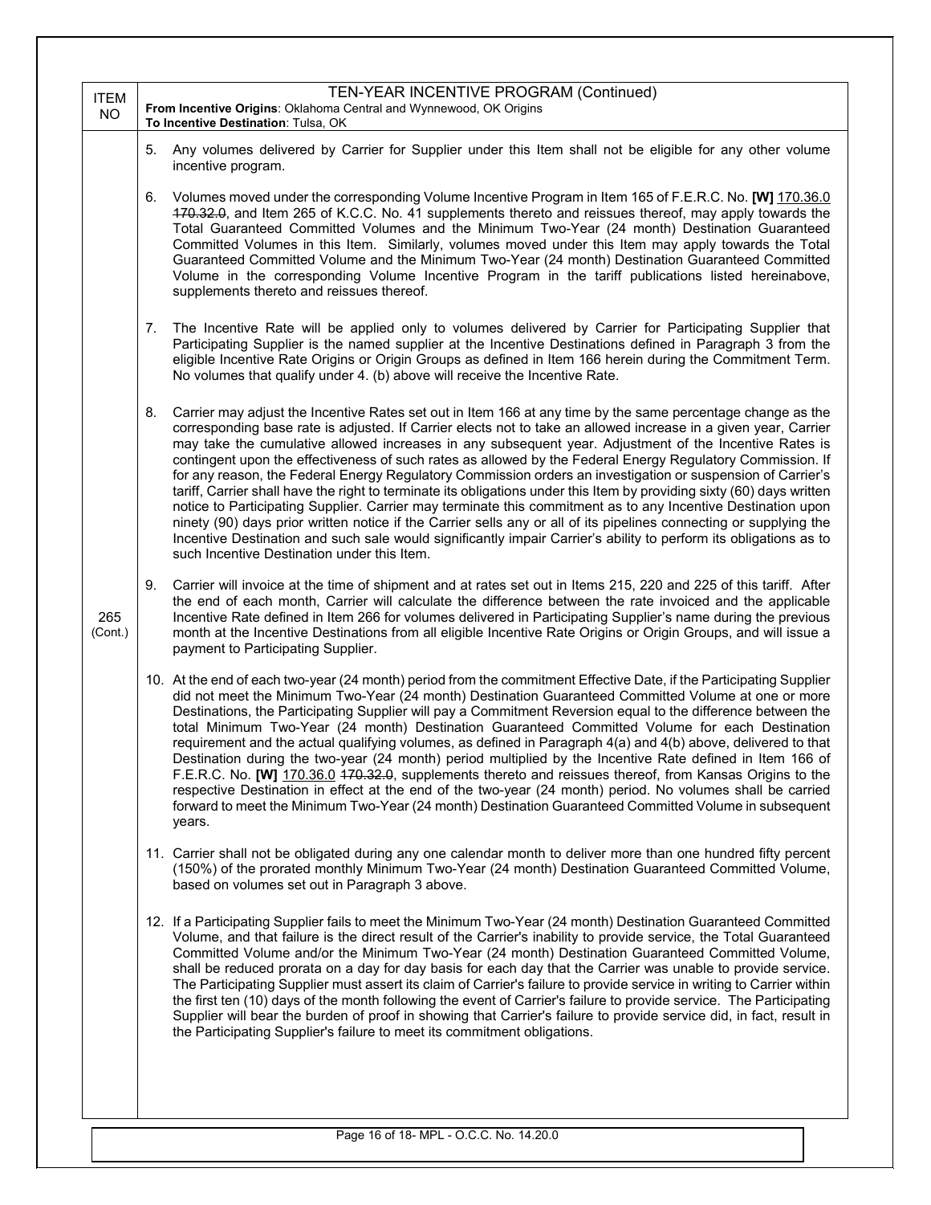| ITEM NO | TEN-YEAR INCENTIVE PROGRAM (Continued)<br>**From Incentive Origins**: Oklahoma Central and Wynnewood, OK Origins<br>**To Incentive Destination**: Tulsa, OK |
|---|---|
| 265 (Cont.) | 5. Any volumes delivered by Carrier for Supplier under this Item shall not be eligible for any other volume incentive program.<br><br>6. Volumes moved under the corresponding Volume Incentive Program in Item 165 of F.E.R.C. No. **[W]** 170.36.0 ~~170.32.0~~, and Item 265 of K.C.C. No. 41 supplements thereto and reissues thereof, may apply towards the Total Guaranteed Committed Volumes and the Minimum Two-Year (24 month) Destination Guaranteed Committed Volumes in this Item. Similarly, volumes moved under this Item may apply towards the Total Guaranteed Committed Volume and the Minimum Two-Year (24 month) Destination Guaranteed Committed Volume in the corresponding Volume Incentive Program in the tariff publications listed hereinabove, supplements thereto and reissues thereof.<br><br>7. The Incentive Rate will be applied only to volumes delivered by Carrier for Participating Supplier that Participating Supplier is the named supplier at the Incentive Destinations defined in Paragraph 3 from the eligible Incentive Rate Origins or Origin Groups as defined in Item 166 herein during the Commitment Term. No volumes that qualify under 4. (b) above will receive the Incentive Rate.<br><br>8. Carrier may adjust the Incentive Rates set out in Item 166 at any time by the same percentage change as the corresponding base rate is adjusted. If Carrier elects not to take an allowed increase in a given year, Carrier may take the cumulative allowed increases in any subsequent year. Adjustment of the Incentive Rates is contingent upon the effectiveness of such rates as allowed by the Federal Energy Regulatory Commission. If for any reason, the Federal Energy Regulatory Commission orders an investigation or suspension of Carrier's tariff, Carrier shall have the right to terminate its obligations under this Item by providing sixty (60) days written notice to Participating Supplier. Carrier may terminate this commitment as to any Incentive Destination upon ninety (90) days prior written notice if the Carrier sells any or all of its pipelines connecting or supplying the Incentive Destination and such sale would significantly impair Carrier's ability to perform its obligations as to such Incentive Destination under this Item.<br><br>9. Carrier will invoice at the time of shipment and at rates set out in Items 215, 220 and 225 of this tariff. After the end of each month, Carrier will calculate the difference between the rate invoiced and the applicable Incentive Rate defined in Item 266 for volumes delivered in Participating Supplier's name during the previous month at the Incentive Destinations from all eligible Incentive Rate Origins or Origin Groups, and will issue a payment to Participating Supplier.<br><br>10. At the end of each two-year (24 month) period from the commitment Effective Date, if the Participating Supplier did not meet the Minimum Two-Year (24 month) Destination Guaranteed Committed Volume at one or more Destinations, the Participating Supplier will pay a Commitment Reversion equal to the difference between the total Minimum Two-Year (24 month) Destination Guaranteed Committed Volume for each Destination requirement and the actual qualifying volumes, as defined in Paragraph 4(a) and 4(b) above, delivered to that Destination during the two-year (24 month) period multiplied by the Incentive Rate defined in Item 166 of F.E.R.C. No. **[W]** 170.36.0 ~~170.32.0~~, supplements thereto and reissues thereof, from Kansas Origins to the respective Destination in effect at the end of the two-year (24 month) period. No volumes shall be carried forward to meet the Minimum Two-Year (24 month) Destination Guaranteed Committed Volume in subsequent years.<br><br>11. Carrier shall not be obligated during any one calendar month to deliver more than one hundred fifty percent (150%) of the prorated monthly Minimum Two-Year (24 month) Destination Guaranteed Committed Volume, based on volumes set out in Paragraph 3 above.<br><br>12. If a Participating Supplier fails to meet the Minimum Two-Year (24 month) Destination Guaranteed Committed Volume, and that failure is the direct result of the Carrier's inability to provide service, the Total Guaranteed Committed Volume and/or the Minimum Two-Year (24 month) Destination Guaranteed Committed Volume, shall be reduced prorata on a day for day basis for each day that the Carrier was unable to provide service. The Participating Supplier must assert its claim of Carrier's failure to provide service in writing to Carrier within the first ten (10) days of the month following the event of Carrier's failure to provide service. The Participating Supplier will bear the burden of proof in showing that Carrier's failure to provide service did, in fact, result in the Participating Supplier's failure to meet its commitment obligations. |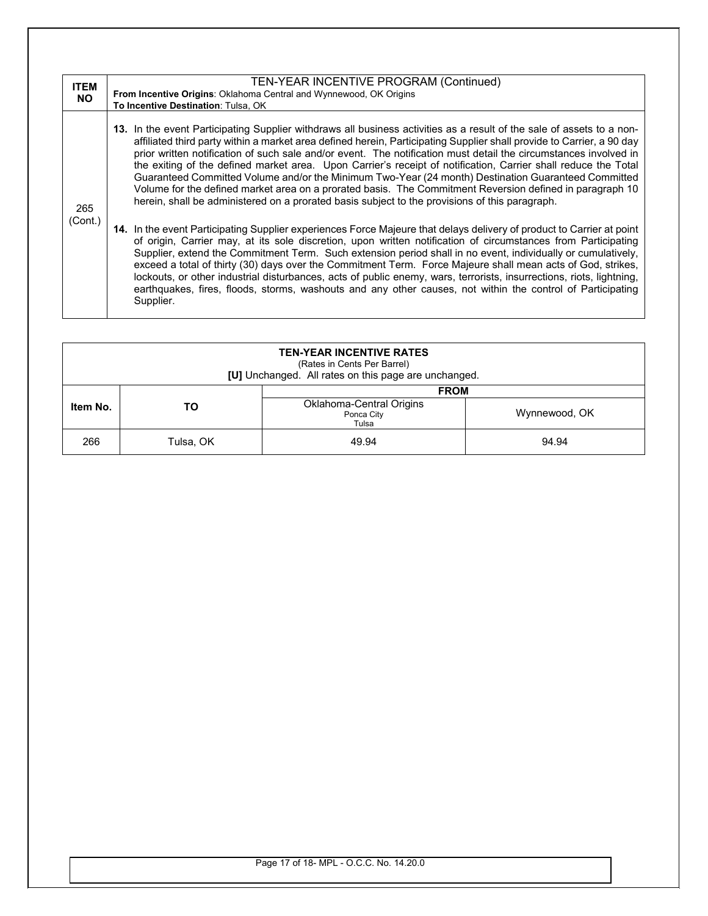| ITEM NO | TEN-YEAR INCENTIVE PROGRAM (Continued)<br>**From Incentive Origins**: Oklahoma Central and Wynnewood, OK Origins<br>**To Incentive Destination**: Tulsa, OK |
|---|---|
| 265 (Cont.) | **13.** In the event Participating Supplier withdraws all business activities as a result of the sale of assets to a non-affiliated third party within a market area defined herein, Participating Supplier shall provide to Carrier, a 90 day prior written notification of such sale and/or event. The notification must detail the circumstances involved in the exiting of the defined market area. Upon Carrier's receipt of notification, Carrier shall reduce the Total Guaranteed Committed Volume and/or the Minimum Two-Year (24 month) Destination Guaranteed Committed Volume for the defined market area on a prorated basis. The Commitment Reversion defined in paragraph 10 herein, shall be administered on a prorated basis subject to the provisions of this paragraph.<br><br>**14.** In the event Participating Supplier experiences Force Majeure that delays delivery of product to Carrier at point of origin, Carrier may, at its sole discretion, upon written notification of circumstances from Participating Supplier, extend the Commitment Term. Such extension period shall in no event, individually or cumulatively, exceed a total of thirty (30) days over the Commitment Term. Force Majeure shall mean acts of God, strikes, lockouts, or other industrial disturbances, acts of public enemy, wars, terrorists, insurrections, riots, lightning, earthquakes, fires, floods, storms, washouts and any other causes, not within the control of Participating Supplier. |

**TEN-YEAR INCENTIVE RATES**
(Rates in Cents Per Barrel)
**[U]** Unchanged. All rates on this page are unchanged.

| Item No. | TO | FROM | |
|---|---|---|---|
| | | Oklahoma-Central Origins<br>Ponca City<br>Tulsa | Wynnewood, OK |
| 266 | Tulsa, OK | 49.94 | 94.94 |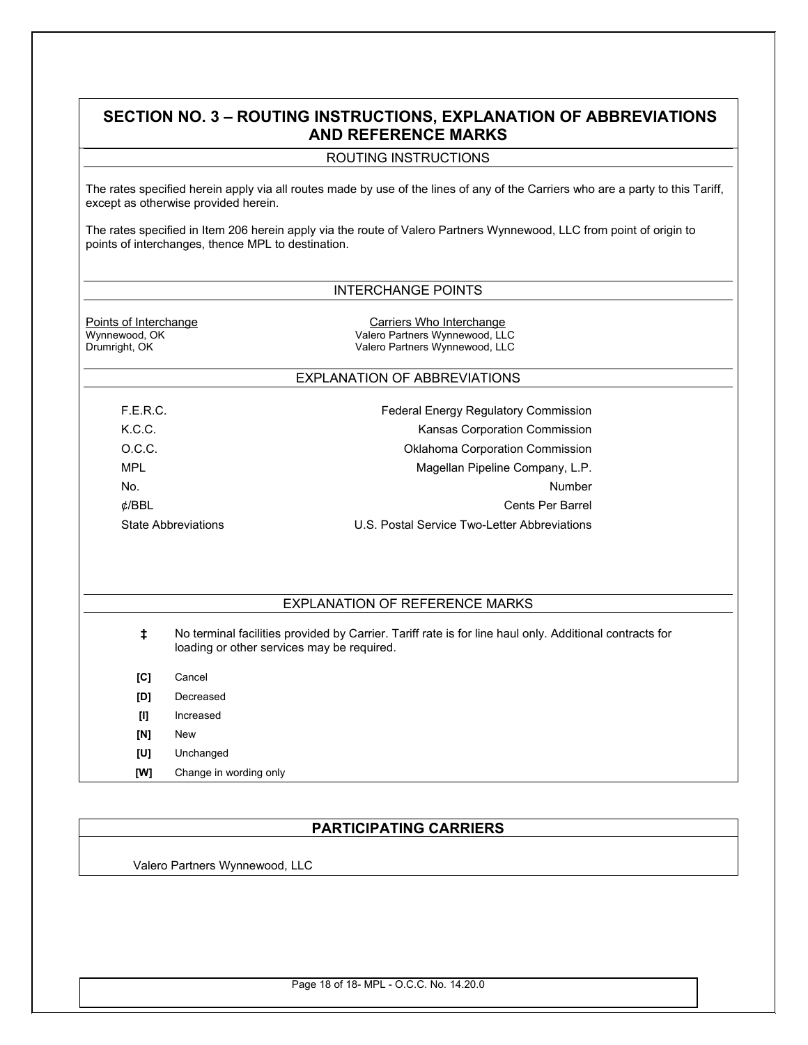## SECTION NO. 3 – ROUTING INSTRUCTIONS, EXPLANATION OF ABBREVIATIONS AND REFERENCE MARKS

### ROUTING INSTRUCTIONS

The rates specified herein apply via all routes made by use of the lines of any of the Carriers who are a party to this Tariff, except as otherwise provided herein.

The rates specified in Item 206 herein apply via the route of Valero Partners Wynnewood, LLC from point of origin to points of interchanges, thence MPL to destination.

### INTERCHANGE POINTS

| Points of Interchange | Carriers Who Interchange |
|---|---|
| Wynnewood, OK | Valero Partners Wynnewood, LLC |
| Drumright, OK | Valero Partners Wynnewood, LLC |

### EXPLANATION OF ABBREVIATIONS

| | |
|---|---|
| F.E.R.C. | Federal Energy Regulatory Commission |
| K.C.C. | Kansas Corporation Commission |
| O.C.C. | Oklahoma Corporation Commission |
| MPL | Magellan Pipeline Company, L.P. |
| No. | Number |
| ¢/BBL | Cents Per Barrel |
| State Abbreviations | U.S. Postal Service Two-Letter Abbreviations |

### EXPLANATION OF REFERENCE MARKS

| | |
|---|---|
| ‡ | No terminal facilities provided by Carrier. Tariff rate is for line haul only. Additional contracts for loading or other services may be required. |
| **[C]** | Cancel |
| **[D]** | Decreased |
| **[I]** | Increased |
| **[N]** | New |
| **[U]** | Unchanged |
| **[W]** | Change in wording only |

## PARTICIPATING CARRIERS

Valero Partners Wynnewood, LLC